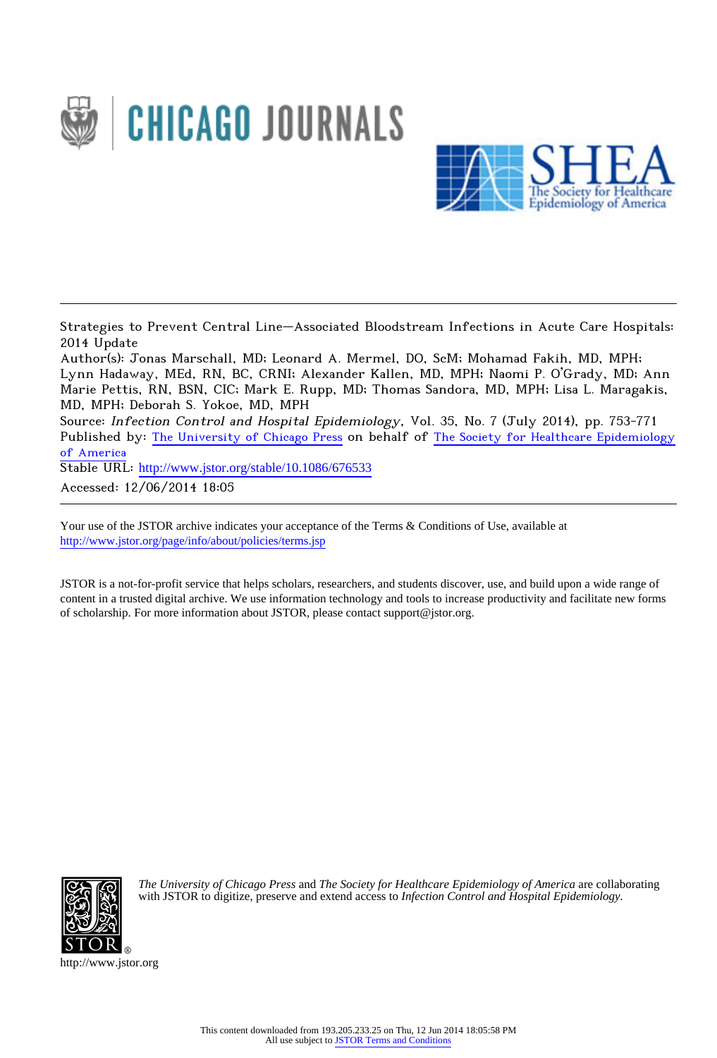CHICAGO JOURNALS

SHEA The Society for Healthcare Epidemiology of America

Strategies to Prevent Central Line—Associated Bloodstream Infections in Acute Care Hospitals: 2014 Update
Author(s): Jonas Marschall, MD; Leonard A. Mermel, DO, ScM; Mohamad Fakih, MD, MPH; Lynn Hadaway, MEd, RN, BC, CRNI; Alexander Kallen, MD, MPH; Naomi P. O'Grady, MD; Ann Marie Pettis, RN, BSN, CIC; Mark E. Rupp, MD; Thomas Sandora, MD, MPH; Lisa L. Maragakis, MD, MPH; Deborah S. Yokoe, MD, MPH
Source: *Infection Control and Hospital Epidemiology*, Vol. 35, No. 7 (July 2014), pp. 753-771
Published by: The University of Chicago Press on behalf of The Society for Healthcare Epidemiology of America
Stable URL: http://www.jstor.org/stable/10.1086/676533
Accessed: 12/06/2014 18:05

Your use of the JSTOR archive indicates your acceptance of the Terms & Conditions of Use, available at http://www.jstor.org/page/info/about/policies/terms.jsp

JSTOR is a not-for-profit service that helps scholars, researchers, and students discover, use, and build upon a wide range of content in a trusted digital archive. We use information technology and tools to increase productivity and facilitate new forms of scholarship. For more information about JSTOR, please contact support@jstor.org.

*The University of Chicago Press* and *The Society for Healthcare Epidemiology of America* are collaborating with JSTOR to digitize, preserve and extend access to *Infection Control and Hospital Epidemiology.*

http://www.jstor.org

This content downloaded from 193.205.233.25 on Thu, 12 Jun 2014 18:05:58 PM
All use subject to JSTOR Terms and Conditions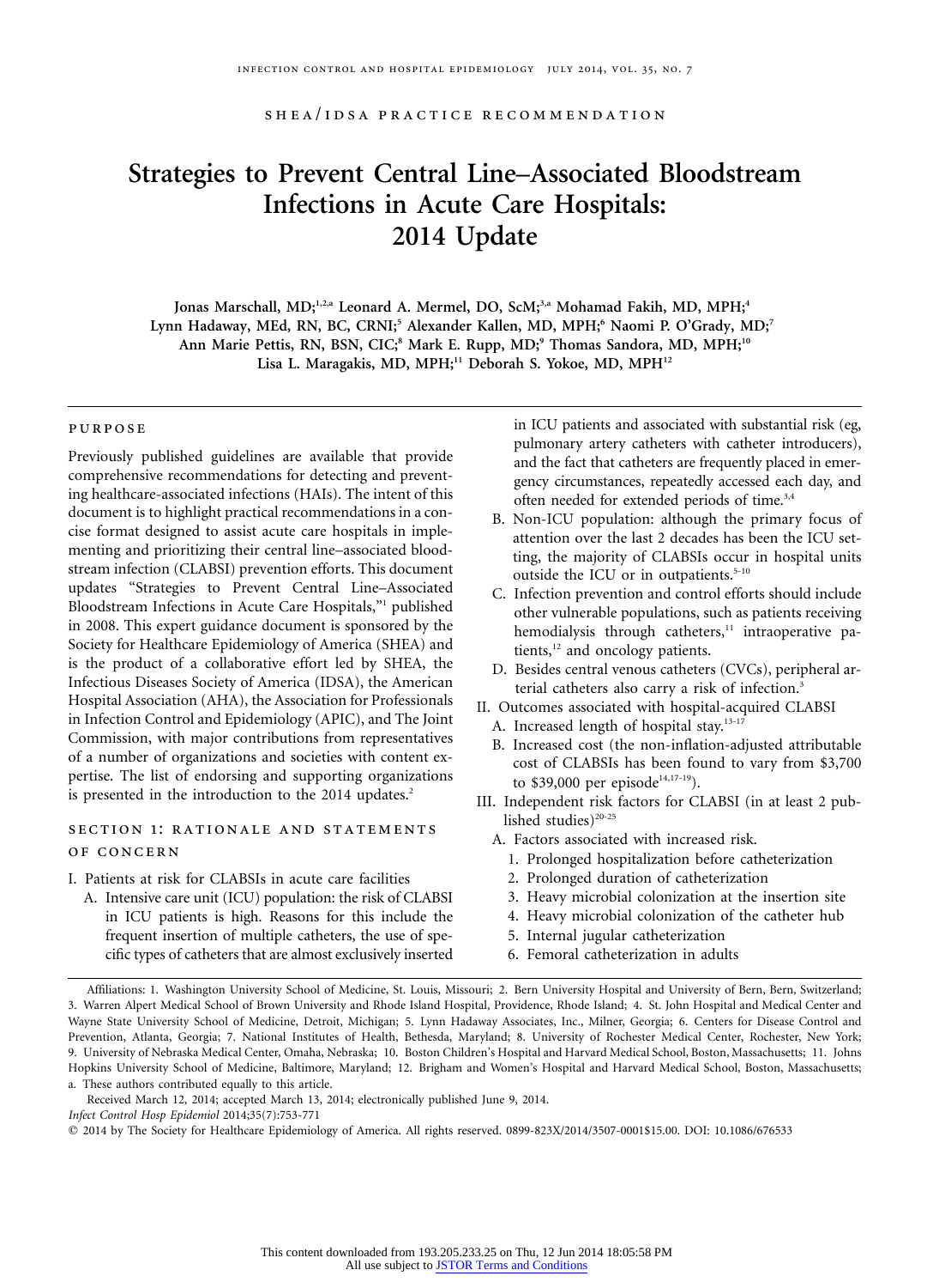SHEA/IDSA PRACTICE RECOMMENDATION

# Strategies to Prevent Central Line–Associated Bloodstream Infections in Acute Care Hospitals: 2014 Update

**Jonas Marschall, MD;[1,2,a] Leonard A. Mermel, DO, ScM;[3,a] Mohamad Fakih, MD, MPH;[4] Lynn Hadaway, MEd, RN, BC, CRNI;[5] Alexander Kallen, MD, MPH;[6] Naomi P. O'Grady, MD;[7] Ann Marie Pettis, RN, BSN, CIC;[8] Mark E. Rupp, MD;[9] Thomas Sandora, MD, MPH;[10] Lisa L. Maragakis, MD, MPH;[11] Deborah S. Yokoe, MD, MPH[12]**

## PURPOSE

Previously published guidelines are available that provide comprehensive recommendations for detecting and preventing healthcare-associated infections (HAIs). The intent of this document is to highlight practical recommendations in a concise format designed to assist acute care hospitals in implementing and prioritizing their central line–associated bloodstream infection (CLABSI) prevention efforts. This document updates "Strategies to Prevent Central Line–Associated Bloodstream Infections in Acute Care Hospitals,"[1] published in 2008. This expert guidance document is sponsored by the Society for Healthcare Epidemiology of America (SHEA) and is the product of a collaborative effort led by SHEA, the Infectious Diseases Society of America (IDSA), the American Hospital Association (AHA), the Association for Professionals in Infection Control and Epidemiology (APIC), and The Joint Commission, with major contributions from representatives of a number of organizations and societies with content expertise. The list of endorsing and supporting organizations is presented in the introduction to the 2014 updates.[2]

## SECTION 1: RATIONALE AND STATEMENTS OF CONCERN

I. Patients at risk for CLABSIs in acute care facilities
   A. Intensive care unit (ICU) population: the risk of CLABSI in ICU patients is high. Reasons for this include the frequent insertion of multiple catheters, the use of specific types of catheters that are almost exclusively inserted in ICU patients and associated with substantial risk (eg, pulmonary artery catheters with catheter introducers), and the fact that catheters are frequently placed in emergency circumstances, repeatedly accessed each day, and often needed for extended periods of time.[3,4]
   B. Non-ICU population: although the primary focus of attention over the last 2 decades has been the ICU setting, the majority of CLABSIs occur in hospital units outside the ICU or in outpatients.[5-10]
   C. Infection prevention and control efforts should include other vulnerable populations, such as patients receiving hemodialysis through catheters,[11] intraoperative patients,[12] and oncology patients.
   D. Besides central venous catheters (CVCs), peripheral arterial catheters also carry a risk of infection.[3]

II. Outcomes associated with hospital-acquired CLABSI
   A. Increased length of hospital stay.[13-17]
   B. Increased cost (the non-inflation-adjusted attributable cost of CLABSIs has been found to vary from $3,700 to $39,000 per episode[14,17-19]).

III. Independent risk factors for CLABSI (in at least 2 published studies)[20-25]
   A. Factors associated with increased risk.
      1. Prolonged hospitalization before catheterization
      2. Prolonged duration of catheterization
      3. Heavy microbial colonization at the insertion site
      4. Heavy microbial colonization of the catheter hub
      5. Internal jugular catheterization
      6. Femoral catheterization in adults

Affiliations: 1. Washington University School of Medicine, St. Louis, Missouri; 2. Bern University Hospital and University of Bern, Bern, Switzerland; 3. Warren Alpert Medical School of Brown University and Rhode Island Hospital, Providence, Rhode Island; 4. St. John Hospital and Medical Center and Wayne State University School of Medicine, Detroit, Michigan; 5. Lynn Hadaway Associates, Inc., Milner, Georgia; 6. Centers for Disease Control and Prevention, Atlanta, Georgia; 7. National Institutes of Health, Bethesda, Maryland; 8. University of Rochester Medical Center, Rochester, New York; 9. University of Nebraska Medical Center, Omaha, Nebraska; 10. Boston Children's Hospital and Harvard Medical School, Boston, Massachusetts; 11. Johns Hopkins University School of Medicine, Baltimore, Maryland; 12. Brigham and Women's Hospital and Harvard Medical School, Boston, Massachusetts; a. These authors contributed equally to this article.

Received March 12, 2014; accepted March 13, 2014; electronically published June 9, 2014.

*Infect Control Hosp Epidemiol* 2014;35(7):753-771

© 2014 by The Society for Healthcare Epidemiology of America. All rights reserved. 0899-823X/2014/3507-0001$15.00. DOI: 10.1086/676533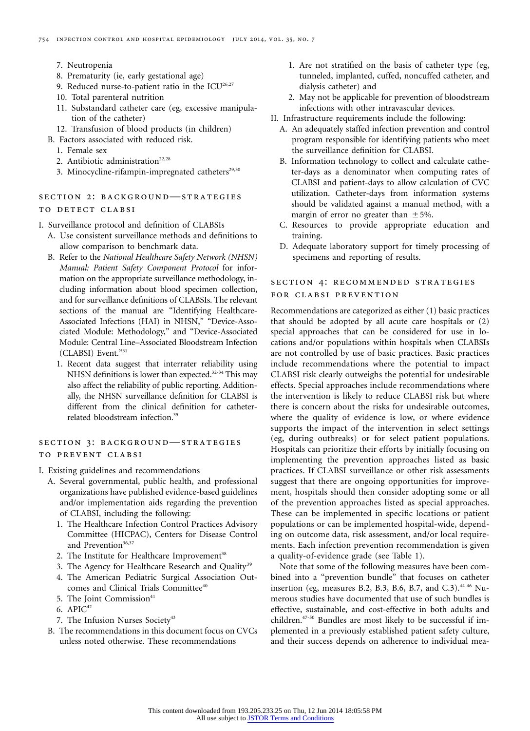7. Neutropenia
8. Prematurity (ie, early gestational age)
9. Reduced nurse-to-patient ratio in the ICU[26,27]
10. Total parenteral nutrition
11. Substandard catheter care (eg, excessive manipulation of the catheter)
12. Transfusion of blood products (in children)

B. Factors associated with reduced risk.

1. Female sex
2. Antibiotic administration[22,28]
3. Minocycline-rifampin-impregnated catheters[29,30]

## Section 2: Background—Strategies to Detect CLABSI

I. Surveillance protocol and definition of CLABSIs

A. Use consistent surveillance methods and definitions to allow comparison to benchmark data.

B. Refer to the *National Healthcare Safety Network (NHSN) Manual: Patient Safety Component Protocol* for information on the appropriate surveillance methodology, including information about blood specimen collection, and for surveillance definitions of CLABSIs. The relevant sections of the manual are "Identifying Healthcare-Associated Infections (HAI) in NHSN," "Device-Associated Module: Methodology," and "Device-Associated Module: Central Line–Associated Bloodstream Infection (CLABSI) Event."[31]

1. Recent data suggest that interrater reliability using NHSN definitions is lower than expected.[32-34] This may also affect the reliability of public reporting. Additionally, the NHSN surveillance definition for CLABSI is different from the clinical definition for catheter-related bloodstream infection.[35]

## Section 3: Background—Strategies to Prevent CLABSI

I. Existing guidelines and recommendations

A. Several governmental, public health, and professional organizations have published evidence-based guidelines and/or implementation aids regarding the prevention of CLABSI, including the following:

1. The Healthcare Infection Control Practices Advisory Committee (HICPAC), Centers for Disease Control and Prevention[36,37]
2. The Institute for Healthcare Improvement[38]
3. The Agency for Healthcare Research and Quality[39]
4. The American Pediatric Surgical Association Outcomes and Clinical Trials Committee[40]
5. The Joint Commission[41]
6. APIC[42]
7. The Infusion Nurses Society[43]

B. The recommendations in this document focus on CVCs unless noted otherwise. These recommendations

1. Are not stratified on the basis of catheter type (eg, tunneled, implanted, cuffed, noncuffed catheter, and dialysis catheter) and
2. May not be applicable for prevention of bloodstream infections with other intravascular devices.

II. Infrastructure requirements include the following:

A. An adequately staffed infection prevention and control program responsible for identifying patients who meet the surveillance definition for CLABSI.

B. Information technology to collect and calculate catheter-days as a denominator when computing rates of CLABSI and patient-days to allow calculation of CVC utilization. Catheter-days from information systems should be validated against a manual method, with a margin of error no greater than $\pm 5\%$.

C. Resources to provide appropriate education and training.

D. Adequate laboratory support for timely processing of specimens and reporting of results.

## Section 4: Recommended Strategies for CLABSI Prevention

Recommendations are categorized as either (1) basic practices that should be adopted by all acute care hospitals or (2) special approaches that can be considered for use in locations and/or populations within hospitals when CLABSIs are not controlled by use of basic practices. Basic practices include recommendations where the potential to impact CLABSI risk clearly outweighs the potential for undesirable effects. Special approaches include recommendations where the intervention is likely to reduce CLABSI risk but where there is concern about the risks for undesirable outcomes, where the quality of evidence is low, or where evidence supports the impact of the intervention in select settings (eg, during outbreaks) or for select patient populations. Hospitals can prioritize their efforts by initially focusing on implementing the prevention approaches listed as basic practices. If CLABSI surveillance or other risk assessments suggest that there are ongoing opportunities for improvement, hospitals should then consider adopting some or all of the prevention approaches listed as special approaches. These can be implemented in specific locations or patient populations or can be implemented hospital-wide, depending on outcome data, risk assessment, and/or local requirements. Each infection prevention recommendation is given a quality-of-evidence grade (see Table 1).

Note that some of the following measures have been combined into a "prevention bundle" that focuses on catheter insertion (eg, measures B.2, B.3, B.6, B.7, and C.3).[44-46] Numerous studies have documented that use of such bundles is effective, sustainable, and cost-effective in both adults and children.[47-50] Bundles are most likely to be successful if implemented in a previously established patient safety culture, and their success depends on adherence to individual mea-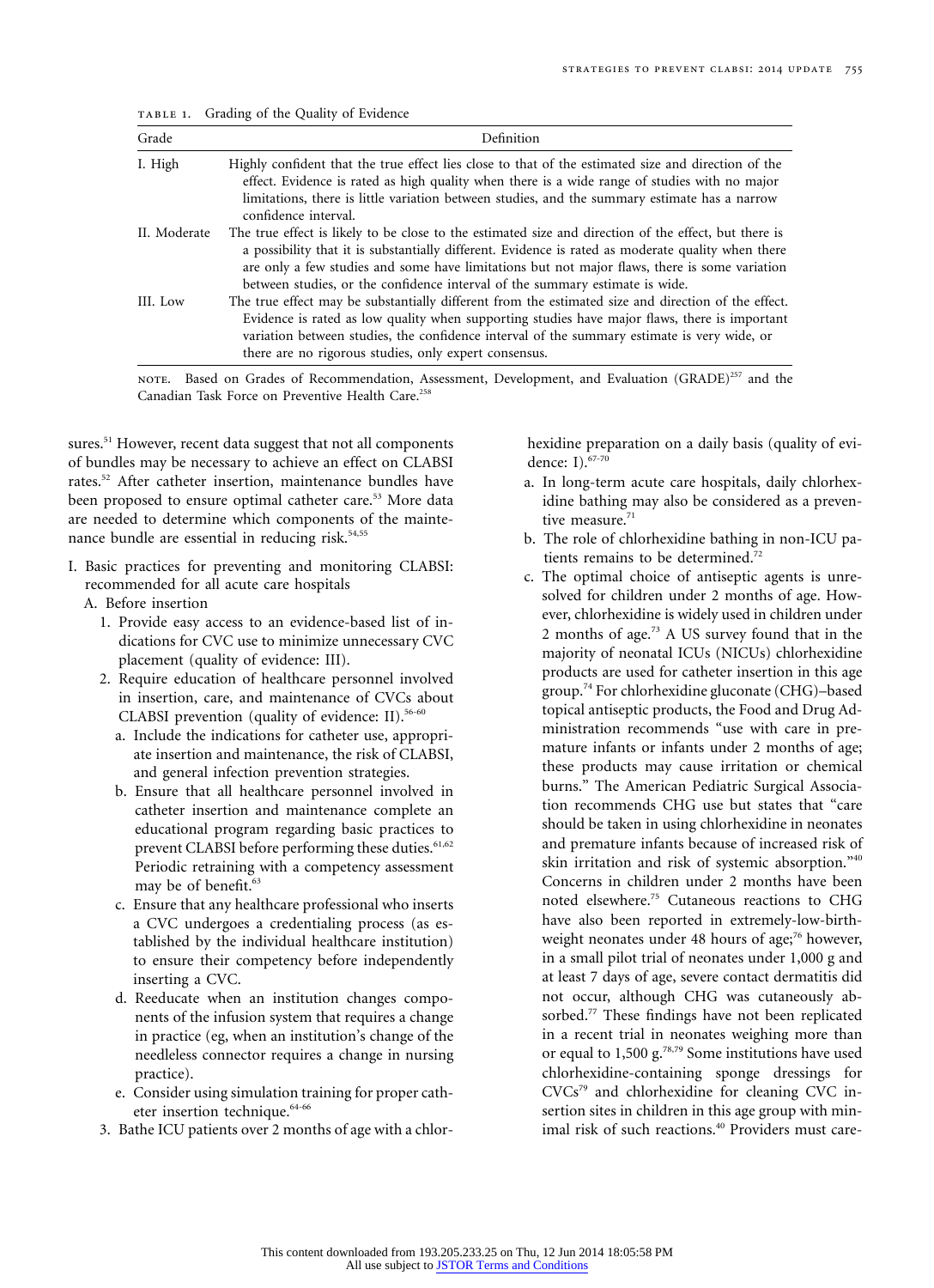TABLE 1. Grading of the Quality of Evidence

| Grade | Definition |
|---|---|
| I. High | Highly confident that the true effect lies close to that of the estimated size and direction of the effect. Evidence is rated as high quality when there is a wide range of studies with no major limitations, there is little variation between studies, and the summary estimate has a narrow confidence interval. |
| II. Moderate | The true effect is likely to be close to the estimated size and direction of the effect, but there is a possibility that it is substantially different. Evidence is rated as moderate quality when there are only a few studies and some have limitations but not major flaws, there is some variation between studies, or the confidence interval of the summary estimate is wide. |
| III. Low | The true effect may be substantially different from the estimated size and direction of the effect. Evidence is rated as low quality when supporting studies have major flaws, there is important variation between studies, the confidence interval of the summary estimate is very wide, or there are no rigorous studies, only expert consensus. |

NOTE. Based on Grades of Recommendation, Assessment, Development, and Evaluation (GRADE)[257] and the Canadian Task Force on Preventive Health Care.[258]

sures.[51] However, recent data suggest that not all components of bundles may be necessary to achieve an effect on CLABSI rates.[52] After catheter insertion, maintenance bundles have been proposed to ensure optimal catheter care.[53] More data are needed to determine which components of the maintenance bundle are essential in reducing risk.[54,55]

I. Basic practices for preventing and monitoring CLABSI: recommended for all acute care hospitals
   A. Before insertion
      1. Provide easy access to an evidence-based list of indications for CVC use to minimize unnecessary CVC placement (quality of evidence: III).
      2. Require education of healthcare personnel involved in insertion, care, and maintenance of CVCs about CLABSI prevention (quality of evidence: II).[56-60]
         a. Include the indications for catheter use, appropriate insertion and maintenance, the risk of CLABSI, and general infection prevention strategies.
         b. Ensure that all healthcare personnel involved in catheter insertion and maintenance complete an educational program regarding basic practices to prevent CLABSI before performing these duties.[61,62] Periodic retraining with a competency assessment may be of benefit.[63]
         c. Ensure that any healthcare professional who inserts a CVC undergoes a credentialing process (as established by the individual healthcare institution) to ensure their competency before independently inserting a CVC.
         d. Reeducate when an institution changes components of the infusion system that requires a change in practice (eg, when an institution's change of the needleless connector requires a change in nursing practice).
         e. Consider using simulation training for proper catheter insertion technique.[64-66]
      3. Bathe ICU patients over 2 months of age with a chlorhexidine preparation on a daily basis (quality of evidence: I).[67-70]
         a. In long-term acute care hospitals, daily chlorhexidine bathing may also be considered as a preventive measure.[71]
         b. The role of chlorhexidine bathing in non-ICU patients remains to be determined.[72]
         c. The optimal choice of antiseptic agents is unresolved for children under 2 months of age. However, chlorhexidine is widely used in children under 2 months of age.[73] A US survey found that in the majority of neonatal ICUs (NICUs) chlorhexidine products are used for catheter insertion in this age group.[74] For chlorhexidine gluconate (CHG)–based topical antiseptic products, the Food and Drug Administration recommends "use with care in premature infants or infants under 2 months of age; these products may cause irritation or chemical burns." The American Pediatric Surgical Association recommends CHG use but states that "care should be taken in using chlorhexidine in neonates and premature infants because of increased risk of skin irritation and risk of systemic absorption."[40] Concerns in children under 2 months have been noted elsewhere.[75] Cutaneous reactions to CHG have also been reported in extremely-low-birth-weight neonates under 48 hours of age;[76] however, in a small pilot trial of neonates under 1,000 g and at least 7 days of age, severe contact dermatitis did not occur, although CHG was cutaneously absorbed.[77] These findings have not been replicated in a recent trial in neonates weighing more than or equal to 1,500 g.[78,79] Some institutions have used chlorhexidine-containing sponge dressings for CVCs[79] and chlorhexidine for cleaning CVC insertion sites in children in this age group with minimal risk of such reactions.[40] Providers must care-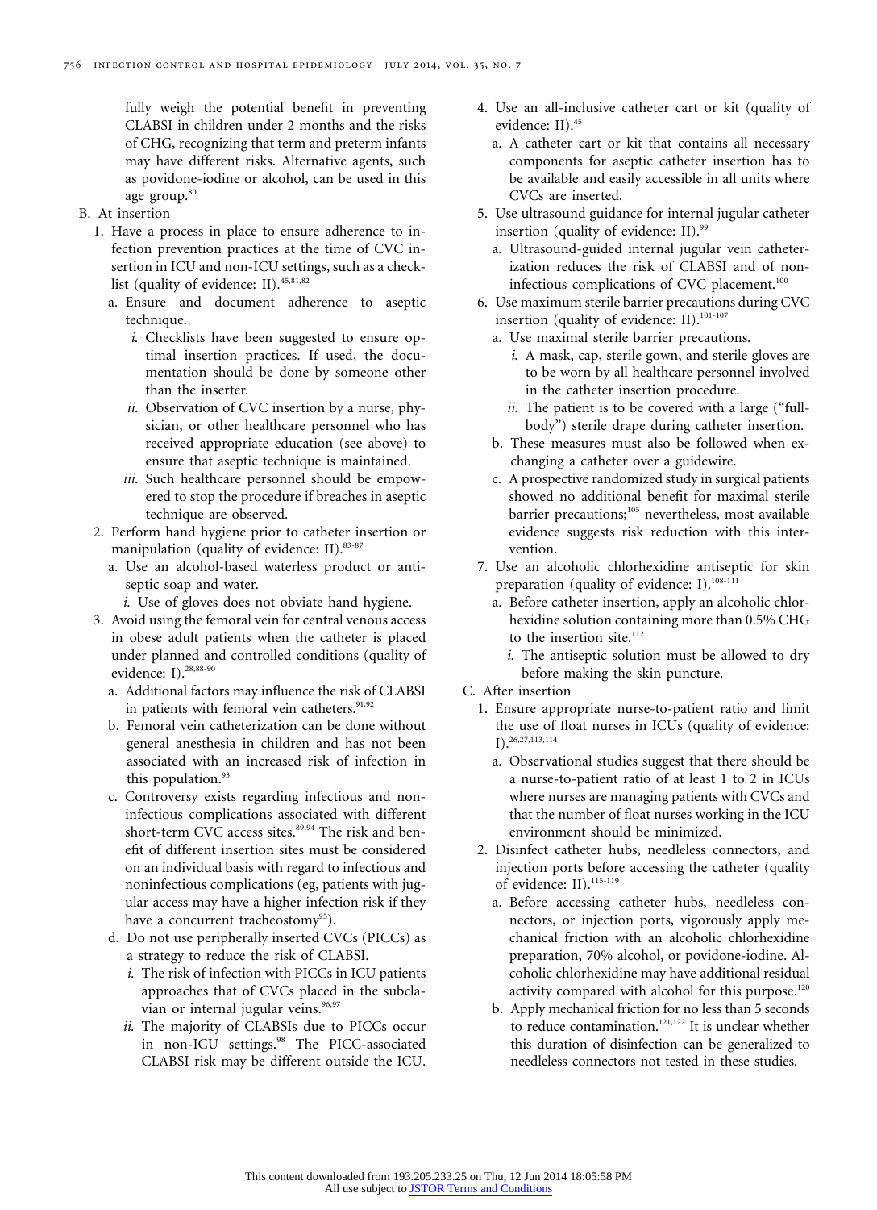fully weigh the potential benefit in preventing CLABSI in children under 2 months and the risks of CHG, recognizing that term and preterm infants may have different risks. Alternative agents, such as povidone-iodine or alcohol, can be used in this age group.[80]

B. At insertion
   1. Have a process in place to ensure adherence to infection prevention practices at the time of CVC insertion in ICU and non-ICU settings, such as a checklist (quality of evidence: II).[45,81,82]
      a. Ensure and document adherence to aseptic technique.
         *i.* Checklists have been suggested to ensure optimal insertion practices. If used, the documentation should be done by someone other than the inserter.
         *ii.* Observation of CVC insertion by a nurse, physician, or other healthcare personnel who has received appropriate education (see above) to ensure that aseptic technique is maintained.
         *iii.* Such healthcare personnel should be empowered to stop the procedure if breaches in aseptic technique are observed.
   2. Perform hand hygiene prior to catheter insertion or manipulation (quality of evidence: II).[83-87]
      a. Use an alcohol-based waterless product or antiseptic soap and water.
         *i.* Use of gloves does not obviate hand hygiene.
   3. Avoid using the femoral vein for central venous access in obese adult patients when the catheter is placed under planned and controlled conditions (quality of evidence: I).[28,88-90]
      a. Additional factors may influence the risk of CLABSI in patients with femoral vein catheters.[91,92]
      b. Femoral vein catheterization can be done without general anesthesia in children and has not been associated with an increased risk of infection in this population.[93]
      c. Controversy exists regarding infectious and noninfectious complications associated with different short-term CVC access sites.[89,94] The risk and benefit of different insertion sites must be considered on an individual basis with regard to infectious and noninfectious complications (eg, patients with jugular access may have a higher infection risk if they have a concurrent tracheostomy[95]).
      d. Do not use peripherally inserted CVCs (PICCs) as a strategy to reduce the risk of CLABSI.
         *i.* The risk of infection with PICCs in ICU patients approaches that of CVCs placed in the subclavian or internal jugular veins.[96,97]
         *ii.* The majority of CLABSIs due to PICCs occur in non-ICU settings.[98] The PICC-associated CLABSI risk may be different outside the ICU.
   4. Use an all-inclusive catheter cart or kit (quality of evidence: II).[45]
      a. A catheter cart or kit that contains all necessary components for aseptic catheter insertion has to be available and easily accessible in all units where CVCs are inserted.
   5. Use ultrasound guidance for internal jugular catheter insertion (quality of evidence: II).[99]
      a. Ultrasound-guided internal jugular vein catheterization reduces the risk of CLABSI and of noninfectious complications of CVC placement.[100]
   6. Use maximum sterile barrier precautions during CVC insertion (quality of evidence: II).[101-107]
      a. Use maximal sterile barrier precautions.
         *i.* A mask, cap, sterile gown, and sterile gloves are to be worn by all healthcare personnel involved in the catheter insertion procedure.
         *ii.* The patient is to be covered with a large ("full-body") sterile drape during catheter insertion.
      b. These measures must also be followed when exchanging a catheter over a guidewire.
      c. A prospective randomized study in surgical patients showed no additional benefit for maximal sterile barrier precautions;[105] nevertheless, most available evidence suggests risk reduction with this intervention.
   7. Use an alcoholic chlorhexidine antiseptic for skin preparation (quality of evidence: I).[108-111]
      a. Before catheter insertion, apply an alcoholic chlorhexidine solution containing more than 0.5% CHG to the insertion site.[112]
         *i.* The antiseptic solution must be allowed to dry before making the skin puncture.

C. After insertion
   1. Ensure appropriate nurse-to-patient ratio and limit the use of float nurses in ICUs (quality of evidence: I).[26,27,113,114]
      a. Observational studies suggest that there should be a nurse-to-patient ratio of at least 1 to 2 in ICUs where nurses are managing patients with CVCs and that the number of float nurses working in the ICU environment should be minimized.
   2. Disinfect catheter hubs, needleless connectors, and injection ports before accessing the catheter (quality of evidence: II).[115-119]
      a. Before accessing catheter hubs, needleless connectors, or injection ports, vigorously apply mechanical friction with an alcoholic chlorhexidine preparation, 70% alcohol, or povidone-iodine. Alcoholic chlorhexidine may have additional residual activity compared with alcohol for this purpose.[120]
      b. Apply mechanical friction for no less than 5 seconds to reduce contamination.[121,122] It is unclear whether this duration of disinfection can be generalized to needleless connectors not tested in these studies.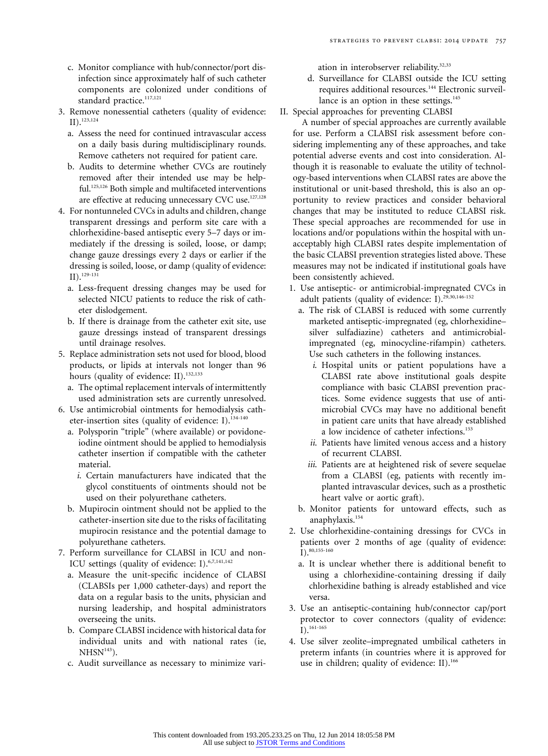c. Monitor compliance with hub/connector/port disinfection since approximately half of such catheter components are colonized under conditions of standard practice.[117,121]

3. Remove nonessential catheters (quality of evidence: II).[123,124]
   a. Assess the need for continued intravascular access on a daily basis during multidisciplinary rounds. Remove catheters not required for patient care.
   b. Audits to determine whether CVCs are routinely removed after their intended use may be helpful.[125,126] Both simple and multifaceted interventions are effective at reducing unnecessary CVC use.[127,128]

4. For nontunneled CVCs in adults and children, change transparent dressings and perform site care with a chlorhexidine-based antiseptic every 5–7 days or immediately if the dressing is soiled, loose, or damp; change gauze dressings every 2 days or earlier if the dressing is soiled, loose, or damp (quality of evidence: II).[129–131]
   a. Less-frequent dressing changes may be used for selected NICU patients to reduce the risk of catheter dislodgement.
   b. If there is drainage from the catheter exit site, use gauze dressings instead of transparent dressings until drainage resolves.

5. Replace administration sets not used for blood, blood products, or lipids at intervals not longer than 96 hours (quality of evidence: II).[132,133]
   a. The optimal replacement intervals of intermittently used administration sets are currently unresolved.

6. Use antimicrobial ointments for hemodialysis catheter-insertion sites (quality of evidence: I).[134–140]
   a. Polysporin "triple" (where available) or povidone-iodine ointment should be applied to hemodialysis catheter insertion if compatible with the catheter material.
      *i.* Certain manufacturers have indicated that the glycol constituents of ointments should not be used on their polyurethane catheters.
   b. Mupirocin ointment should not be applied to the catheter-insertion site due to the risks of facilitating mupirocin resistance and the potential damage to polyurethane catheters.

7. Perform surveillance for CLABSI in ICU and non-ICU settings (quality of evidence: I).[6,7,141,142]
   a. Measure the unit-specific incidence of CLABSI (CLABSIs per 1,000 catheter-days) and report the data on a regular basis to the units, physician and nursing leadership, and hospital administrators overseeing the units.
   b. Compare CLABSI incidence with historical data for individual units and with national rates (ie, NHSN[143]).
   c. Audit surveillance as necessary to minimize variation in interobserver reliability.[32,33]
   d. Surveillance for CLABSI outside the ICU setting requires additional resources.[144] Electronic surveillance is an option in these settings.[145]

II. Special approaches for preventing CLABSI

A number of special approaches are currently available for use. Perform a CLABSI risk assessment before considering implementing any of these approaches, and take potential adverse events and cost into consideration. Although it is reasonable to evaluate the utility of technology-based interventions when CLABSI rates are above the institutional or unit-based threshold, this is also an opportunity to review practices and consider behavioral changes that may be instituted to reduce CLABSI risk. These special approaches are recommended for use in locations and/or populations within the hospital with unacceptably high CLABSI rates despite implementation of the basic CLABSI prevention strategies listed above. These measures may not be indicated if institutional goals have been consistently achieved.

1. Use antiseptic- or antimicrobial-impregnated CVCs in adult patients (quality of evidence: I).[29,30,146–152]
   a. The risk of CLABSI is reduced with some currently marketed antiseptic-impregnated (eg, chlorhexidine–silver sulfadiazine) catheters and antimicrobial-impregnated (eg, minocycline-rifampin) catheters. Use such catheters in the following instances.
      *i.* Hospital units or patient populations have a CLABSI rate above institutional goals despite compliance with basic CLABSI prevention practices. Some evidence suggests that use of antimicrobial CVCs may have no additional benefit in patient care units that have already established a low incidence of catheter infections.[153]
      *ii.* Patients have limited venous access and a history of recurrent CLABSI.
      *iii.* Patients are at heightened risk of severe sequelae from a CLABSI (eg, patients with recently implanted intravascular devices, such as a prosthetic heart valve or aortic graft).
   b. Monitor patients for untoward effects, such as anaphylaxis.[154]

2. Use chlorhexidine-containing dressings for CVCs in patients over 2 months of age (quality of evidence: I).[80,155–160]
   a. It is unclear whether there is additional benefit to using a chlorhexidine-containing dressing if daily chlorhexidine bathing is already established and vice versa.

3. Use an antiseptic-containing hub/connector cap/port protector to cover connectors (quality of evidence: I).[161–165]

4. Use silver zeolite–impregnated umbilical catheters in preterm infants (in countries where it is approved for use in children; quality of evidence: II).[166]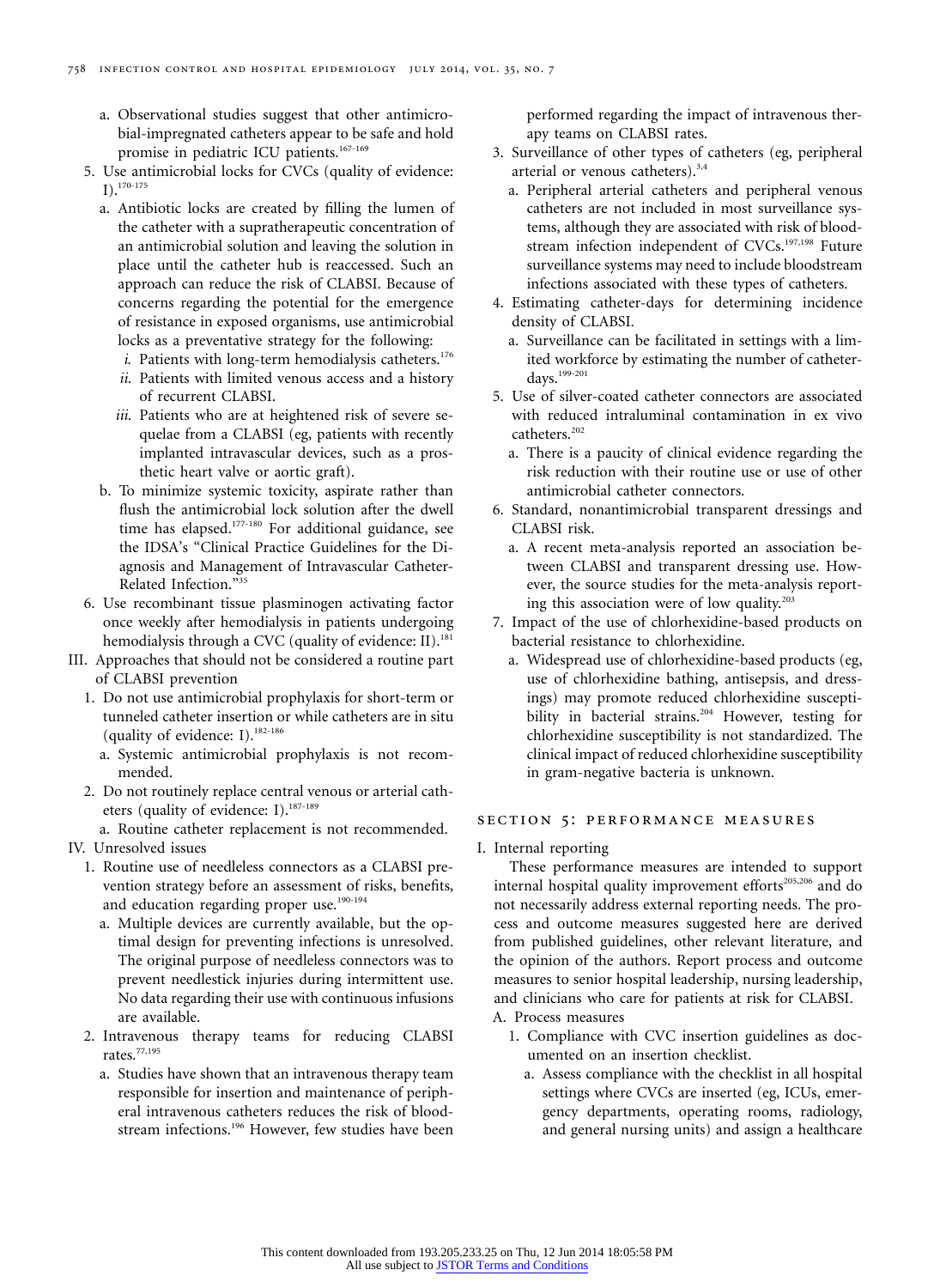a. Observational studies suggest that other antimicrobial-impregnated catheters appear to be safe and hold promise in pediatric ICU patients.[167-169]

5. Use antimicrobial locks for CVCs (quality of evidence: I).[170-175]

   a. Antibiotic locks are created by filling the lumen of the catheter with a supratherapeutic concentration of an antimicrobial solution and leaving the solution in place until the catheter hub is reaccessed. Such an approach can reduce the risk of CLABSI. Because of concerns regarding the potential for the emergence of resistance in exposed organisms, use antimicrobial locks as a preventative strategy for the following:

      *i.* Patients with long-term hemodialysis catheters.[176]

      *ii.* Patients with limited venous access and a history of recurrent CLABSI.

      *iii.* Patients who are at heightened risk of severe sequelae from a CLABSI (eg, patients with recently implanted intravascular devices, such as a prosthetic heart valve or aortic graft).

   b. To minimize systemic toxicity, aspirate rather than flush the antimicrobial lock solution after the dwell time has elapsed.[177-180] For additional guidance, see the IDSA's "Clinical Practice Guidelines for the Diagnosis and Management of Intravascular Catheter-Related Infection."[35]

6. Use recombinant tissue plasminogen activating factor once weekly after hemodialysis in patients undergoing hemodialysis through a CVC (quality of evidence: II).[181]

III. Approaches that should not be considered a routine part of CLABSI prevention

1. Do not use antimicrobial prophylaxis for short-term or tunneled catheter insertion or while catheters are in situ (quality of evidence: I).[182-186]

   a. Systemic antimicrobial prophylaxis is not recommended.

2. Do not routinely replace central venous or arterial catheters (quality of evidence: I).[187-189]

   a. Routine catheter replacement is not recommended.

IV. Unresolved issues

1. Routine use of needleless connectors as a CLABSI prevention strategy before an assessment of risks, benefits, and education regarding proper use.[190-194]

   a. Multiple devices are currently available, but the optimal design for preventing infections is unresolved. The original purpose of needleless connectors was to prevent needlestick injuries during intermittent use. No data regarding their use with continuous infusions are available.

2. Intravenous therapy teams for reducing CLABSI rates.[77,195]

   a. Studies have shown that an intravenous therapy team responsible for insertion and maintenance of peripheral intravenous catheters reduces the risk of bloodstream infections.[196] However, few studies have been performed regarding the impact of intravenous therapy teams on CLABSI rates.

3. Surveillance of other types of catheters (eg, peripheral arterial or venous catheters).[3,4]

   a. Peripheral arterial catheters and peripheral venous catheters are not included in most surveillance systems, although they are associated with risk of bloodstream infection independent of CVCs.[197,198] Future surveillance systems may need to include bloodstream infections associated with these types of catheters.

4. Estimating catheter-days for determining incidence density of CLABSI.

   a. Surveillance can be facilitated in settings with a limited workforce by estimating the number of catheter-days.[199-201]

5. Use of silver-coated catheter connectors are associated with reduced intraluminal contamination in ex vivo catheters.[202]

   a. There is a paucity of clinical evidence regarding the risk reduction with their routine use or use of other antimicrobial catheter connectors.

6. Standard, nonantimicrobial transparent dressings and CLABSI risk.

   a. A recent meta-analysis reported an association between CLABSI and transparent dressing use. However, the source studies for the meta-analysis reporting this association were of low quality.[203]

7. Impact of the use of chlorhexidine-based products on bacterial resistance to chlorhexidine.

   a. Widespread use of chlorhexidine-based products (eg, use of chlorhexidine bathing, antisepsis, and dressings) may promote reduced chlorhexidine susceptibility in bacterial strains.[204] However, testing for chlorhexidine susceptibility is not standardized. The clinical impact of reduced chlorhexidine susceptibility in gram-negative bacteria is unknown.

## SECTION 5: PERFORMANCE MEASURES

I. Internal reporting

These performance measures are intended to support internal hospital quality improvement efforts[205,206] and do not necessarily address external reporting needs. The process and outcome measures suggested here are derived from published guidelines, other relevant literature, and the opinion of the authors. Report process and outcome measures to senior hospital leadership, nursing leadership, and clinicians who care for patients at risk for CLABSI.

A. Process measures

1. Compliance with CVC insertion guidelines as documented on an insertion checklist.

   a. Assess compliance with the checklist in all hospital settings where CVCs are inserted (eg, ICUs, emergency departments, operating rooms, radiology, and general nursing units) and assign a healthcare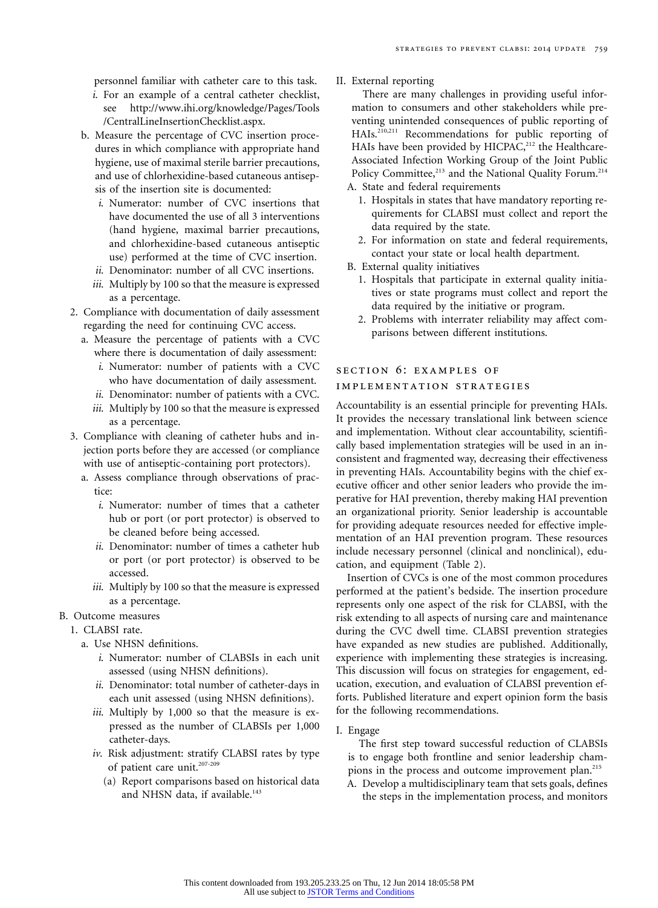personnel familiar with catheter care to this task.

   *i.* For an example of a central catheter checklist, see http://www.ihi.org/knowledge/Pages/Tools/CentralLineInsertionChecklist.aspx.

   b. Measure the percentage of CVC insertion procedures in which compliance with appropriate hand hygiene, use of maximal sterile barrier precautions, and use of chlorhexidine-based cutaneous antisepsis of the insertion site is documented:

      *i.* Numerator: number of CVC insertions that have documented the use of all 3 interventions (hand hygiene, maximal barrier precautions, and chlorhexidine-based cutaneous antiseptic use) performed at the time of CVC insertion.

      *ii.* Denominator: number of all CVC insertions.

      *iii.* Multiply by 100 so that the measure is expressed as a percentage.

2. Compliance with documentation of daily assessment regarding the need for continuing CVC access.

   a. Measure the percentage of patients with a CVC where there is documentation of daily assessment:

      *i.* Numerator: number of patients with a CVC who have documentation of daily assessment.

      *ii.* Denominator: number of patients with a CVC.

      *iii.* Multiply by 100 so that the measure is expressed as a percentage.

3. Compliance with cleaning of catheter hubs and injection ports before they are accessed (or compliance with use of antiseptic-containing port protectors).

   a. Assess compliance through observations of practice:

      *i.* Numerator: number of times that a catheter hub or port (or port protector) is observed to be cleaned before being accessed.

      *ii.* Denominator: number of times a catheter hub or port (or port protector) is observed to be accessed.

      *iii.* Multiply by 100 so that the measure is expressed as a percentage.

B. Outcome measures

1. CLABSI rate.

   a. Use NHSN definitions.

      *i.* Numerator: number of CLABSIs in each unit assessed (using NHSN definitions).

      *ii.* Denominator: total number of catheter-days in each unit assessed (using NHSN definitions).

      *iii.* Multiply by 1,000 so that the measure is expressed as the number of CLABSIs per 1,000 catheter-days.

      *iv.* Risk adjustment: stratify CLABSI rates by type of patient care unit.[207-209]

         (a) Report comparisons based on historical data and NHSN data, if available.[143]

II. External reporting

There are many challenges in providing useful information to consumers and other stakeholders while preventing unintended consequences of public reporting of HAIs.[210,211] Recommendations for public reporting of HAIs have been provided by HICPAC,[212] the Healthcare-Associated Infection Working Group of the Joint Public Policy Committee,[213] and the National Quality Forum.[214]

A. State and federal requirements

1. Hospitals in states that have mandatory reporting requirements for CLABSI must collect and report the data required by the state.
2. For information on state and federal requirements, contact your state or local health department.

B. External quality initiatives

1. Hospitals that participate in external quality initiatives or state programs must collect and report the data required by the initiative or program.
2. Problems with interrater reliability may affect comparisons between different institutions.

## SECTION 6: EXAMPLES OF IMPLEMENTATION STRATEGIES

Accountability is an essential principle for preventing HAIs. It provides the necessary translational link between science and implementation. Without clear accountability, scientifically based implementation strategies will be used in an inconsistent and fragmented way, decreasing their effectiveness in preventing HAIs. Accountability begins with the chief executive officer and other senior leaders who provide the imperative for HAI prevention, thereby making HAI prevention an organizational priority. Senior leadership is accountable for providing adequate resources needed for effective implementation of an HAI prevention program. These resources include necessary personnel (clinical and nonclinical), education, and equipment (Table 2).

Insertion of CVCs is one of the most common procedures performed at the patient's bedside. The insertion procedure represents only one aspect of the risk for CLABSI, with the risk extending to all aspects of nursing care and maintenance during the CVC dwell time. CLABSI prevention strategies have expanded as new studies are published. Additionally, experience with implementing these strategies is increasing. This discussion will focus on strategies for engagement, education, execution, and evaluation of CLABSI prevention efforts. Published literature and expert opinion form the basis for the following recommendations.

I. Engage

The first step toward successful reduction of CLABSIs is to engage both frontline and senior leadership champions in the process and outcome improvement plan.[215]

A. Develop a multidisciplinary team that sets goals, defines the steps in the implementation process, and monitors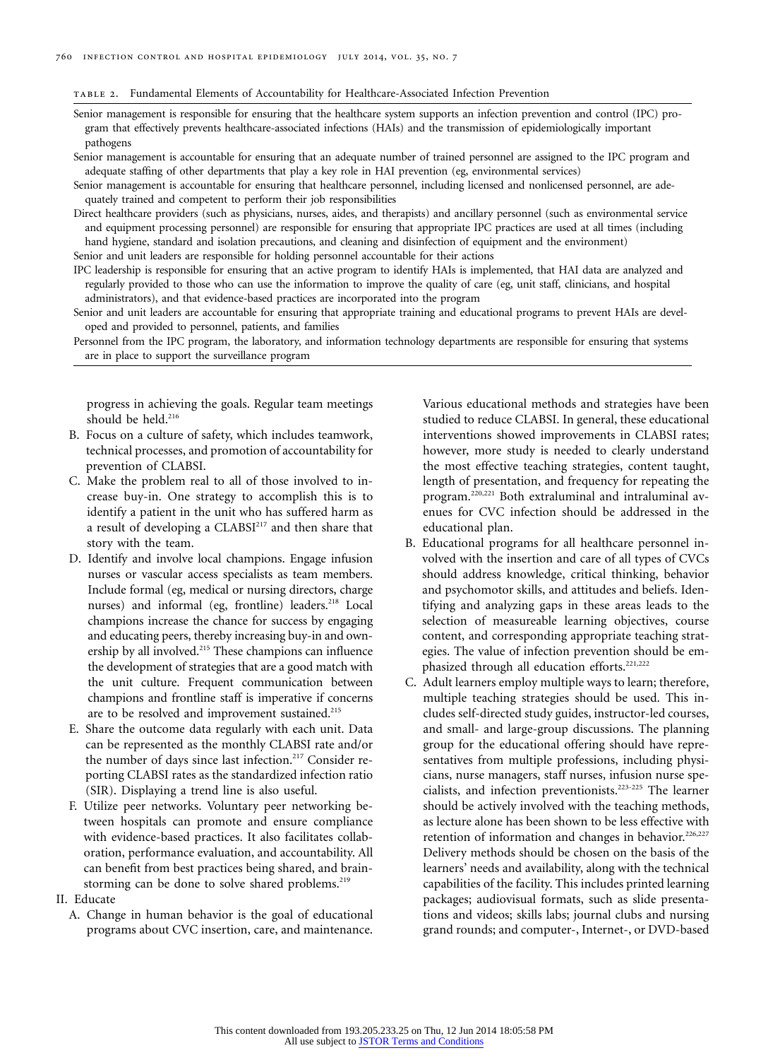TABLE 2. Fundamental Elements of Accountability for Healthcare-Associated Infection Prevention

| |
|---|
| Senior management is responsible for ensuring that the healthcare system supports an infection prevention and control (IPC) program that effectively prevents healthcare-associated infections (HAIs) and the transmission of epidemiologically important pathogens |
| Senior management is accountable for ensuring that an adequate number of trained personnel are assigned to the IPC program and adequate staffing of other departments that play a key role in HAI prevention (eg, environmental services) |
| Senior management is accountable for ensuring that healthcare personnel, including licensed and nonlicensed personnel, are adequately trained and competent to perform their job responsibilities |
| Direct healthcare providers (such as physicians, nurses, aides, and therapists) and ancillary personnel (such as environmental service and equipment processing personnel) are responsible for ensuring that appropriate IPC practices are used at all times (including hand hygiene, standard and isolation precautions, and cleaning and disinfection of equipment and the environment) |
| Senior and unit leaders are responsible for holding personnel accountable for their actions |
| IPC leadership is responsible for ensuring that an active program to identify HAIs is implemented, that HAI data are analyzed and regularly provided to those who can use the information to improve the quality of care (eg, unit staff, clinicians, and hospital administrators), and that evidence-based practices are incorporated into the program |
| Senior and unit leaders are accountable for ensuring that appropriate training and educational programs to prevent HAIs are developed and provided to personnel, patients, and families |
| Personnel from the IPC program, the laboratory, and information technology departments are responsible for ensuring that systems are in place to support the surveillance program |

progress in achieving the goals. Regular team meetings should be held.[216]

B. Focus on a culture of safety, which includes teamwork, technical processes, and promotion of accountability for prevention of CLABSI.

C. Make the problem real to all of those involved to increase buy-in. One strategy to accomplish this is to identify a patient in the unit who has suffered harm as a result of developing a CLABSI[217] and then share that story with the team.

D. Identify and involve local champions. Engage infusion nurses or vascular access specialists as team members. Include formal (eg, medical or nursing directors, charge nurses) and informal (eg, frontline) leaders.[218] Local champions increase the chance for success by engaging and educating peers, thereby increasing buy-in and ownership by all involved.[215] These champions can influence the development of strategies that are a good match with the unit culture. Frequent communication between champions and frontline staff is imperative if concerns are to be resolved and improvement sustained.[215]

E. Share the outcome data regularly with each unit. Data can be represented as the monthly CLABSI rate and/or the number of days since last infection.[217] Consider reporting CLABSI rates as the standardized infection ratio (SIR). Displaying a trend line is also useful.

F. Utilize peer networks. Voluntary peer networking between hospitals can promote and ensure compliance with evidence-based practices. It also facilitates collaboration, performance evaluation, and accountability. All can benefit from best practices being shared, and brainstorming can be done to solve shared problems.[219]

II. Educate

A. Change in human behavior is the goal of educational programs about CVC insertion, care, and maintenance. Various educational methods and strategies have been studied to reduce CLABSI. In general, these educational interventions showed improvements in CLABSI rates; however, more study is needed to clearly understand the most effective teaching strategies, content taught, length of presentation, and frequency for repeating the program.[220,221] Both extraluminal and intraluminal avenues for CVC infection should be addressed in the educational plan.

B. Educational programs for all healthcare personnel involved with the insertion and care of all types of CVCs should address knowledge, critical thinking, behavior and psychomotor skills, and attitudes and beliefs. Identifying and analyzing gaps in these areas leads to the selection of measureable learning objectives, course content, and corresponding appropriate teaching strategies. The value of infection prevention should be emphasized through all education efforts.[221,222]

C. Adult learners employ multiple ways to learn; therefore, multiple teaching strategies should be used. This includes self-directed study guides, instructor-led courses, and small- and large-group discussions. The planning group for the educational offering should have representatives from multiple professions, including physicians, nurse managers, staff nurses, infusion nurse specialists, and infection preventionists.[223-225] The learner should be actively involved with the teaching methods, as lecture alone has been shown to be less effective with retention of information and changes in behavior.[226,227] Delivery methods should be chosen on the basis of the learners' needs and availability, along with the technical capabilities of the facility. This includes printed learning packages; audiovisual formats, such as slide presentations and videos; skills labs; journal clubs and nursing grand rounds; and computer-, Internet-, or DVD-based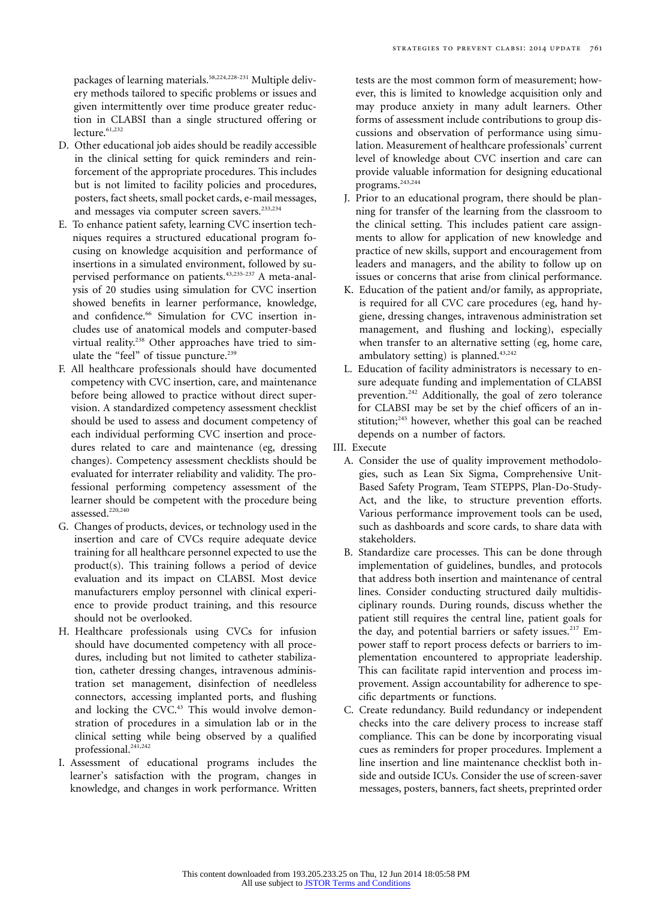packages of learning materials.[58,224,228-231] Multiple delivery methods tailored to specific problems or issues and given intermittently over time produce greater reduction in CLABSI than a single structured offering or lecture.[61,232]

D. Other educational job aides should be readily accessible in the clinical setting for quick reminders and reinforcement of the appropriate procedures. This includes but is not limited to facility policies and procedures, posters, fact sheets, small pocket cards, e-mail messages, and messages via computer screen savers.[233,234]

E. To enhance patient safety, learning CVC insertion techniques requires a structured educational program focusing on knowledge acquisition and performance of insertions in a simulated environment, followed by supervised performance on patients.[43,235-237] A meta-analysis of 20 studies using simulation for CVC insertion showed benefits in learner performance, knowledge, and confidence.[66] Simulation for CVC insertion includes use of anatomical models and computer-based virtual reality.[238] Other approaches have tried to simulate the "feel" of tissue puncture.[239]

F. All healthcare professionals should have documented competency with CVC insertion, care, and maintenance before being allowed to practice without direct supervision. A standardized competency assessment checklist should be used to assess and document competency of each individual performing CVC insertion and procedures related to care and maintenance (eg, dressing changes). Competency assessment checklists should be evaluated for interrater reliability and validity. The professional performing competency assessment of the learner should be competent with the procedure being assessed.[220,240]

G. Changes of products, devices, or technology used in the insertion and care of CVCs require adequate device training for all healthcare personnel expected to use the product(s). This training follows a period of device evaluation and its impact on CLABSI. Most device manufacturers employ personnel with clinical experience to provide product training, and this resource should not be overlooked.

H. Healthcare professionals using CVCs for infusion should have documented competency with all procedures, including but not limited to catheter stabilization, catheter dressing changes, intravenous administration set management, disinfection of needleless connectors, accessing implanted ports, and flushing and locking the CVC.[43] This would involve demonstration of procedures in a simulation lab or in the clinical setting while being observed by a qualified professional.[241,242]

I. Assessment of educational programs includes the learner's satisfaction with the program, changes in knowledge, and changes in work performance. Written tests are the most common form of measurement; however, this is limited to knowledge acquisition only and may produce anxiety in many adult learners. Other forms of assessment include contributions to group discussions and observation of performance using simulation. Measurement of healthcare professionals' current level of knowledge about CVC insertion and care can provide valuable information for designing educational programs.[243,244]

J. Prior to an educational program, there should be planning for transfer of the learning from the classroom to the clinical setting. This includes patient care assignments to allow for application of new knowledge and practice of new skills, support and encouragement from leaders and managers, and the ability to follow up on issues or concerns that arise from clinical performance.

K. Education of the patient and/or family, as appropriate, is required for all CVC care procedures (eg, hand hygiene, dressing changes, intravenous administration set management, and flushing and locking), especially when transfer to an alternative setting (eg, home care, ambulatory setting) is planned.[43,242]

L. Education of facility administrators is necessary to ensure adequate funding and implementation of CLABSI prevention.[242] Additionally, the goal of zero tolerance for CLABSI may be set by the chief officers of an institution;[245] however, whether this goal can be reached depends on a number of factors.

III. Execute

A. Consider the use of quality improvement methodologies, such as Lean Six Sigma, Comprehensive Unit-Based Safety Program, Team STEPPS, Plan-Do-Study-Act, and the like, to structure prevention efforts. Various performance improvement tools can be used, such as dashboards and score cards, to share data with stakeholders.

B. Standardize care processes. This can be done through implementation of guidelines, bundles, and protocols that address both insertion and maintenance of central lines. Consider conducting structured daily multidisciplinary rounds. During rounds, discuss whether the patient still requires the central line, patient goals for the day, and potential barriers or safety issues.[217] Empower staff to report process defects or barriers to implementation encountered to appropriate leadership. This can facilitate rapid intervention and process improvement. Assign accountability for adherence to specific departments or functions.

C. Create redundancy. Build redundancy or independent checks into the care delivery process to increase staff compliance. This can be done by incorporating visual cues as reminders for proper procedures. Implement a line insertion and line maintenance checklist both inside and outside ICUs. Consider the use of screen-saver messages, posters, banners, fact sheets, preprinted order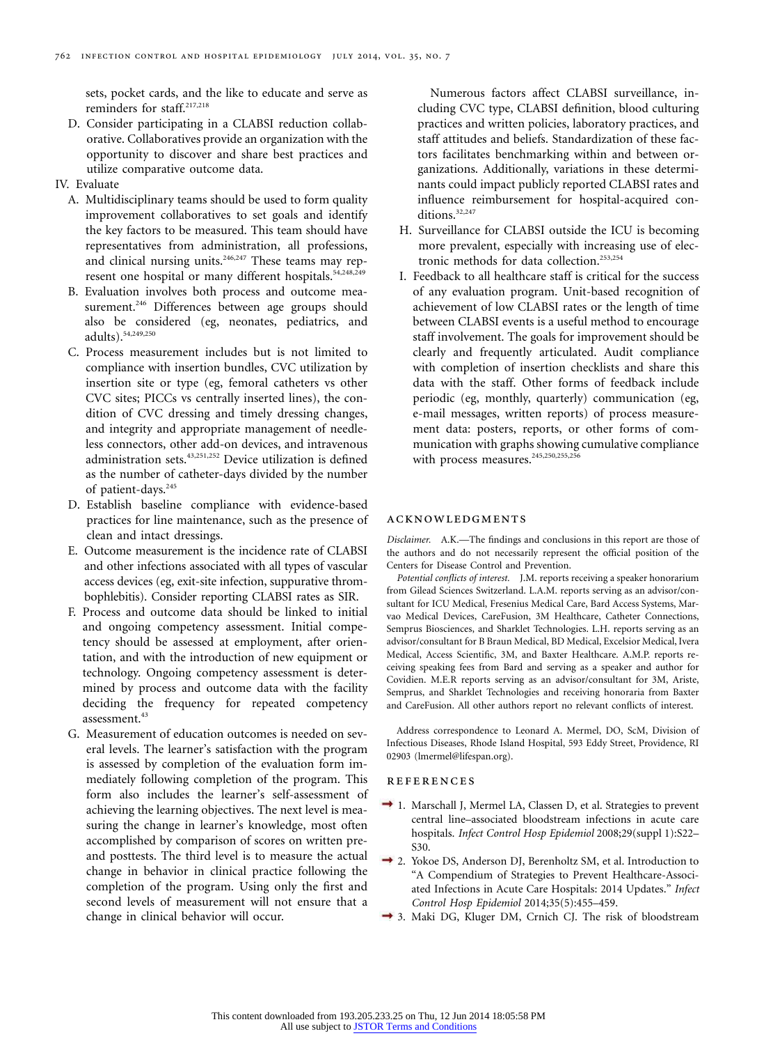sets, pocket cards, and the like to educate and serve as reminders for staff.[217,218]

D. Consider participating in a CLABSI reduction collaborative. Collaboratives provide an organization with the opportunity to discover and share best practices and utilize comparative outcome data.

IV. Evaluate

A. Multidisciplinary teams should be used to form quality improvement collaboratives to set goals and identify the key factors to be measured. This team should have representatives from administration, all professions, and clinical nursing units.[246,247] These teams may represent one hospital or many different hospitals.[54,248,249]

B. Evaluation involves both process and outcome measurement.[246] Differences between age groups should also be considered (eg, neonates, pediatrics, and adults).[54,249,250]

C. Process measurement includes but is not limited to compliance with insertion bundles, CVC utilization by insertion site or type (eg, femoral catheters vs other CVC sites; PICCs vs centrally inserted lines), the condition of CVC dressing and timely dressing changes, and integrity and appropriate management of needleless connectors, other add-on devices, and intravenous administration sets.[43,251,252] Device utilization is defined as the number of catheter-days divided by the number of patient-days.[245]

D. Establish baseline compliance with evidence-based practices for line maintenance, such as the presence of clean and intact dressings.

E. Outcome measurement is the incidence rate of CLABSI and other infections associated with all types of vascular access devices (eg, exit-site infection, suppurative thrombophlebitis). Consider reporting CLABSI rates as SIR.

F. Process and outcome data should be linked to initial and ongoing competency assessment. Initial competency should be assessed at employment, after orientation, and with the introduction of new equipment or technology. Ongoing competency assessment is determined by process and outcome data with the facility deciding the frequency for repeated competency assessment.[43]

G. Measurement of education outcomes is needed on several levels. The learner's satisfaction with the program is assessed by completion of the evaluation form immediately following completion of the program. This form also includes the learner's self-assessment of achieving the learning objectives. The next level is measuring the change in learner's knowledge, most often accomplished by comparison of scores on written pre- and posttests. The third level is to measure the actual change in behavior in clinical practice following the completion of the program. Using only the first and second levels of measurement will not ensure that a change in clinical behavior will occur.

Numerous factors affect CLABSI surveillance, including CVC type, CLABSI definition, blood culturing practices and written policies, laboratory practices, and staff attitudes and beliefs. Standardization of these factors facilitates benchmarking within and between organizations. Additionally, variations in these determinants could impact publicly reported CLABSI rates and influence reimbursement for hospital-acquired conditions.[32,247]

H. Surveillance for CLABSI outside the ICU is becoming more prevalent, especially with increasing use of electronic methods for data collection.[253,254]

I. Feedback to all healthcare staff is critical for the success of any evaluation program. Unit-based recognition of achievement of low CLABSI rates or the length of time between CLABSI events is a useful method to encourage staff involvement. The goals for improvement should be clearly and frequently articulated. Audit compliance with completion of insertion checklists and share this data with the staff. Other forms of feedback include periodic (eg, monthly, quarterly) communication (eg, e-mail messages, written reports) of process measurement data: posters, reports, or other forms of communication with graphs showing cumulative compliance with process measures.[245,250,255,256]

## ACKNOWLEDGMENTS

*Disclaimer.* A.K.—The findings and conclusions in this report are those of the authors and do not necessarily represent the official position of the Centers for Disease Control and Prevention.

*Potential conflicts of interest.* J.M. reports receiving a speaker honorarium from Gilead Sciences Switzerland. L.A.M. reports serving as an advisor/consultant for ICU Medical, Fresenius Medical Care, Bard Access Systems, Marvao Medical Devices, CareFusion, 3M Healthcare, Catheter Connections, Semprus Biosciences, and Sharklet Technologies. L.H. reports serving as an advisor/consultant for B Braun Medical, BD Medical, Excelsior Medical, Ivera Medical, Access Scientific, 3M, and Baxter Healthcare. A.M.P. reports receiving speaking fees from Bard and serving as a speaker and author for Covidien. M.E.R reports serving as an advisor/consultant for 3M, Ariste, Semprus, and Sharklet Technologies and receiving honoraria from Baxter and CareFusion. All other authors report no relevant conflicts of interest.

Address correspondence to Leonard A. Mermel, DO, ScM, Division of Infectious Diseases, Rhode Island Hospital, 593 Eddy Street, Providence, RI 02903 (lmermel@lifespan.org).

## REFERENCES

1. Marschall J, Mermel LA, Classen D, et al. Strategies to prevent central line–associated bloodstream infections in acute care hospitals. *Infect Control Hosp Epidemiol* 2008;29(suppl 1):S22–S30.
2. Yokoe DS, Anderson DJ, Berenholtz SM, et al. Introduction to "A Compendium of Strategies to Prevent Healthcare-Associated Infections in Acute Care Hospitals: 2014 Updates." *Infect Control Hosp Epidemiol* 2014;35(5):455–459.
3. Maki DG, Kluger DM, Crnich CJ. The risk of bloodstream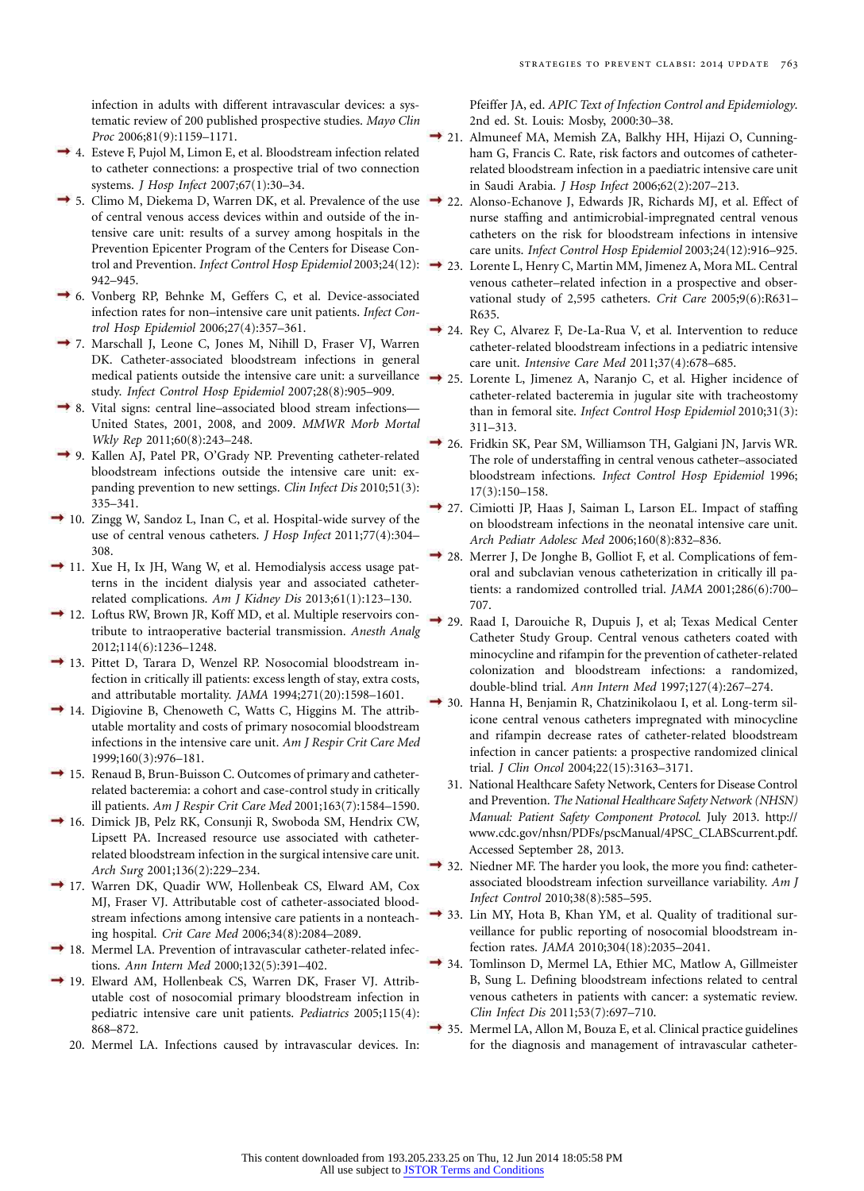infection in adults with different intravascular devices: a systematic review of 200 published prospective studies. *Mayo Clin Proc* 2006;81(9):1159–1171.

4. Esteve F, Pujol M, Limon E, et al. Bloodstream infection related to catheter connections: a prospective trial of two connection systems. *J Hosp Infect* 2007;67(1):30–34.
5. Climo M, Diekema D, Warren DK, et al. Prevalence of the use of central venous access devices within and outside of the intensive care unit: results of a survey among hospitals in the Prevention Epicenter Program of the Centers for Disease Control and Prevention. *Infect Control Hosp Epidemiol* 2003;24(12):942–945.
6. Vonberg RP, Behnke M, Geffers C, et al. Device-associated infection rates for non–intensive care unit patients. *Infect Control Hosp Epidemiol* 2006;27(4):357–361.
7. Marschall J, Leone C, Jones M, Nihill D, Fraser VJ, Warren DK. Catheter-associated bloodstream infections in general medical patients outside the intensive care unit: a surveillance study. *Infect Control Hosp Epidemiol* 2007;28(8):905–909.
8. Vital signs: central line–associated blood stream infections—United States, 2001, 2008, and 2009. *MMWR Morb Mortal Wkly Rep* 2011;60(8):243–248.
9. Kallen AJ, Patel PR, O'Grady NP. Preventing catheter-related bloodstream infections outside the intensive care unit: expanding prevention to new settings. *Clin Infect Dis* 2010;51(3):335–341.
10. Zingg W, Sandoz L, Inan C, et al. Hospital-wide survey of the use of central venous catheters. *J Hosp Infect* 2011;77(4):304–308.
11. Xue H, Ix JH, Wang W, et al. Hemodialysis access usage patterns in the incident dialysis year and associated catheter-related complications. *Am J Kidney Dis* 2013;61(1):123–130.
12. Loftus RW, Brown JR, Koff MD, et al. Multiple reservoirs contribute to intraoperative bacterial transmission. *Anesth Analg* 2012;114(6):1236–1248.
13. Pittet D, Tarara D, Wenzel RP. Nosocomial bloodstream infection in critically ill patients: excess length of stay, extra costs, and attributable mortality. *JAMA* 1994;271(20):1598–1601.
14. Digiovine B, Chenoweth C, Watts C, Higgins M. The attributable mortality and costs of primary nosocomial bloodstream infections in the intensive care unit. *Am J Respir Crit Care Med* 1999;160(3):976–181.
15. Renaud B, Brun-Buisson C. Outcomes of primary and catheter-related bacteremia: a cohort and case-control study in critically ill patients. *Am J Respir Crit Care Med* 2001;163(7):1584–1590.
16. Dimick JB, Pelz RK, Consunji R, Swoboda SM, Hendrix CW, Lipsett PA. Increased resource use associated with catheter-related bloodstream infection in the surgical intensive care unit. *Arch Surg* 2001;136(2):229–234.
17. Warren DK, Quadir WW, Hollenbeak CS, Elward AM, Cox MJ, Fraser VJ. Attributable cost of catheter-associated bloodstream infections among intensive care patients in a nonteaching hospital. *Crit Care Med* 2006;34(8):2084–2089.
18. Mermel LA. Prevention of intravascular catheter-related infections. *Ann Intern Med* 2000;132(5):391–402.
19. Elward AM, Hollenbeak CS, Warren DK, Fraser VJ. Attributable cost of nosocomial primary bloodstream infection in pediatric intensive care unit patients. *Pediatrics* 2005;115(4):868–872.
20. Mermel LA. Infections caused by intravascular devices. In: Pfeiffer JA, ed. *APIC Text of Infection Control and Epidemiology*. 2nd ed. St. Louis: Mosby, 2000:30–38.
21. Almuneef MA, Memish ZA, Balkhy HH, Hijazi O, Cunningham G, Francis C. Rate, risk factors and outcomes of catheter-related bloodstream infection in a paediatric intensive care unit in Saudi Arabia. *J Hosp Infect* 2006;62(2):207–213.
22. Alonso-Echanove J, Edwards JR, Richards MJ, et al. Effect of nurse staffing and antimicrobial-impregnated central venous catheters on the risk for bloodstream infections in intensive care units. *Infect Control Hosp Epidemiol* 2003;24(12):916–925.
23. Lorente L, Henry C, Martin MM, Jimenez A, Mora ML. Central venous catheter–related infection in a prospective and observational study of 2,595 catheters. *Crit Care* 2005;9(6):R631–R635.
24. Rey C, Alvarez F, De-La-Rua V, et al. Intervention to reduce catheter-related bloodstream infections in a pediatric intensive care unit. *Intensive Care Med* 2011;37(4):678–685.
25. Lorente L, Jimenez A, Naranjo C, et al. Higher incidence of catheter-related bacteremia in jugular site with tracheostomy than in femoral site. *Infect Control Hosp Epidemiol* 2010;31(3):311–313.
26. Fridkin SK, Pear SM, Williamson TH, Galgiani JN, Jarvis WR. The role of understaffing in central venous catheter–associated bloodstream infections. *Infect Control Hosp Epidemiol* 1996;17(3):150–158.
27. Cimiotti JP, Haas J, Saiman L, Larson EL. Impact of staffing on bloodstream infections in the neonatal intensive care unit. *Arch Pediatr Adolesc Med* 2006;160(8):832–836.
28. Merrer J, De Jonghe B, Golliot F, et al. Complications of femoral and subclavian venous catheterization in critically ill patients: a randomized controlled trial. *JAMA* 2001;286(6):700–707.
29. Raad I, Darouiche R, Dupuis J, et al; Texas Medical Center Catheter Study Group. Central venous catheters coated with minocycline and rifampin for the prevention of catheter-related colonization and bloodstream infections: a randomized, double-blind trial. *Ann Intern Med* 1997;127(4):267–274.
30. Hanna H, Benjamin R, Chatzinikolaou I, et al. Long-term silicone central venous catheters impregnated with minocycline and rifampin decrease rates of catheter-related bloodstream infection in cancer patients: a prospective randomized clinical trial. *J Clin Oncol* 2004;22(15):3163–3171.
31. National Healthcare Safety Network, Centers for Disease Control and Prevention. *The National Healthcare Safety Network (NHSN) Manual: Patient Safety Component Protocol*. July 2013. http://www.cdc.gov/nhsn/PDFs/pscManual/4PSC_CLABScurrent.pdf. Accessed September 28, 2013.
32. Niedner MF. The harder you look, the more you find: catheter-associated bloodstream infection surveillance variability. *Am J Infect Control* 2010;38(8):585–595.
33. Lin MY, Hota B, Khan YM, et al. Quality of traditional surveillance for public reporting of nosocomial bloodstream infection rates. *JAMA* 2010;304(18):2035–2041.
34. Tomlinson D, Mermel LA, Ethier MC, Matlow A, Gillmeister B, Sung L. Defining bloodstream infections related to central venous catheters in patients with cancer: a systematic review. *Clin Infect Dis* 2011;53(7):697–710.
35. Mermel LA, Allon M, Bouza E, et al. Clinical practice guidelines for the diagnosis and management of intravascular catheter-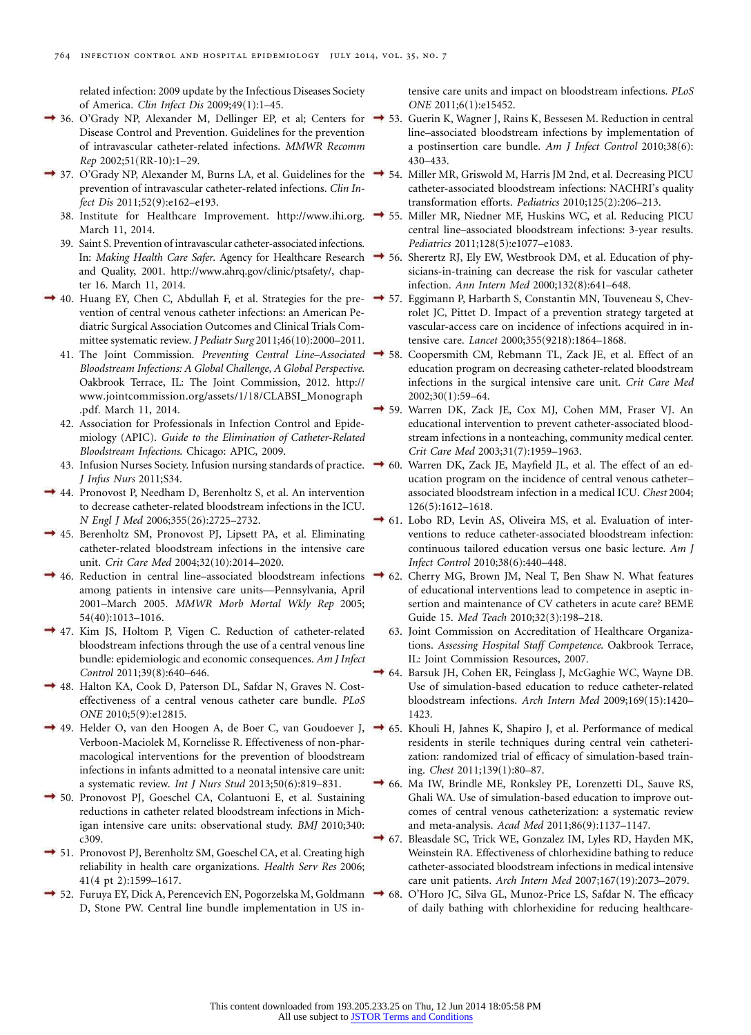related infection: 2009 update by the Infectious Diseases Society of America. *Clin Infect Dis* 2009;49(1):1–45.

36. O'Grady NP, Alexander M, Dellinger EP, et al; Centers for Disease Control and Prevention. Guidelines for the prevention of intravascular catheter-related infections. *MMWR Recomm Rep* 2002;51(RR-10):1–29.
37. O'Grady NP, Alexander M, Burns LA, et al. Guidelines for the prevention of intravascular catheter-related infections. *Clin Infect Dis* 2011;52(9):e162–e193.
38. Institute for Healthcare Improvement. http://www.ihi.org. March 11, 2014.
39. Saint S. Prevention of intravascular catheter-associated infections. In: *Making Health Care Safer*. Agency for Healthcare Research and Quality, 2001. http://www.ahrq.gov/clinic/ptsafety/, chapter 16. March 11, 2014.
40. Huang EY, Chen C, Abdullah F, et al. Strategies for the prevention of central venous catheter infections: an American Pediatric Surgical Association Outcomes and Clinical Trials Committee systematic review. *J Pediatr Surg* 2011;46(10):2000–2011.
41. The Joint Commission. *Preventing Central Line–Associated Bloodstream Infections: A Global Challenge, A Global Perspective*. Oakbrook Terrace, IL: The Joint Commission, 2012. http://www.jointcommission.org/assets/1/18/CLABSI_Monograph.pdf. March 11, 2014.
42. Association for Professionals in Infection Control and Epidemiology (APIC). *Guide to the Elimination of Catheter-Related Bloodstream Infections*. Chicago: APIC, 2009.
43. Infusion Nurses Society. Infusion nursing standards of practice. *J Infus Nurs* 2011;S34.
44. Pronovost P, Needham D, Berenholtz S, et al. An intervention to decrease catheter-related bloodstream infections in the ICU. *N Engl J Med* 2006;355(26):2725–2732.
45. Berenholtz SM, Pronovost PJ, Lipsett PA, et al. Eliminating catheter-related bloodstream infections in the intensive care unit. *Crit Care Med* 2004;32(10):2014–2020.
46. Reduction in central line–associated bloodstream infections among patients in intensive care units—Pennsylvania, April 2001–March 2005. *MMWR Morb Mortal Wkly Rep* 2005; 54(40):1013–1016.
47. Kim JS, Holtom P, Vigen C. Reduction of catheter-related bloodstream infections through the use of a central venous line bundle: epidemiologic and economic consequences. *Am J Infect Control* 2011;39(8):640–646.
48. Halton KA, Cook D, Paterson DL, Safdar N, Graves N. Cost-effectiveness of a central venous catheter care bundle. *PLoS ONE* 2010;5(9):e12815.
49. Helder O, van den Hoogen A, de Boer C, van Goudoever J, Verboon-Maciolek M, Kornelisse R. Effectiveness of non-pharmacological interventions for the prevention of bloodstream infections in infants admitted to a neonatal intensive care unit: a systematic review. *Int J Nurs Stud* 2013;50(6):819–831.
50. Pronovost PJ, Goeschel CA, Colantuoni E, et al. Sustaining reductions in catheter related bloodstream infections in Michigan intensive care units: observational study. *BMJ* 2010;340:c309.
51. Pronovost PJ, Berenholtz SM, Goeschel CA, et al. Creating high reliability in health care organizations. *Health Serv Res* 2006; 41(4 pt 2):1599–1617.
52. Furuya EY, Dick A, Perencevich EN, Pogorzelska M, Goldmann D, Stone PW. Central line bundle implementation in US intensive care units and impact on bloodstream infections. *PLoS ONE* 2011;6(1):e15452.
53. Guerin K, Wagner J, Rains K, Bessesen M. Reduction in central line–associated bloodstream infections by implementation of a postinsertion care bundle. *Am J Infect Control* 2010;38(6): 430–433.
54. Miller MR, Griswold M, Harris JM 2nd, et al. Decreasing PICU catheter-associated bloodstream infections: NACHRI's quality transformation efforts. *Pediatrics* 2010;125(2):206–213.
55. Miller MR, Niedner MF, Huskins WC, et al. Reducing PICU central line–associated bloodstream infections: 3-year results. *Pediatrics* 2011;128(5):e1077–e1083.
56. Sherertz RJ, Ely EW, Westbrook DM, et al. Education of physicians-in-training can decrease the risk for vascular catheter infection. *Ann Intern Med* 2000;132(8):641–648.
57. Eggimann P, Harbarth S, Constantin MN, Touveneau S, Chevrolet JC, Pittet D. Impact of a prevention strategy targeted at vascular-access care on incidence of infections acquired in intensive care. *Lancet* 2000;355(9218):1864–1868.
58. Coopersmith CM, Rebmann TL, Zack JE, et al. Effect of an education program on decreasing catheter-related bloodstream infections in the surgical intensive care unit. *Crit Care Med* 2002;30(1):59–64.
59. Warren DK, Zack JE, Cox MJ, Cohen MM, Fraser VJ. An educational intervention to prevent catheter-associated bloodstream infections in a nonteaching, community medical center. *Crit Care Med* 2003;31(7):1959–1963.
60. Warren DK, Zack JE, Mayfield JL, et al. The effect of an education program on the incidence of central venous catheter–associated bloodstream infection in a medical ICU. *Chest* 2004; 126(5):1612–1618.
61. Lobo RD, Levin AS, Oliveira MS, et al. Evaluation of interventions to reduce catheter-associated bloodstream infection: continuous tailored education versus one basic lecture. *Am J Infect Control* 2010;38(6):440–448.
62. Cherry MG, Brown JM, Neal T, Ben Shaw N. What features of educational interventions lead to competence in aseptic insertion and maintenance of CV catheters in acute care? BEME Guide 15. *Med Teach* 2010;32(3):198–218.
63. Joint Commission on Accreditation of Healthcare Organizations. *Assessing Hospital Staff Competence*. Oakbrook Terrace, IL: Joint Commission Resources, 2007.
64. Barsuk JH, Cohen ER, Feinglass J, McGaghie WC, Wayne DB. Use of simulation-based education to reduce catheter-related bloodstream infections. *Arch Intern Med* 2009;169(15):1420–1423.
65. Khouli H, Jahnes K, Shapiro J, et al. Performance of medical residents in sterile techniques during central vein catheterization: randomized trial of efficacy of simulation-based training. *Chest* 2011;139(1):80–87.
66. Ma IW, Brindle ME, Ronksley PE, Lorenzetti DL, Sauve RS, Ghali WA. Use of simulation-based education to improve outcomes of central venous catheterization: a systematic review and meta-analysis. *Acad Med* 2011;86(9):1137–1147.
67. Bleasdale SC, Trick WE, Gonzalez IM, Lyles RD, Hayden MK, Weinstein RA. Effectiveness of chlorhexidine bathing to reduce catheter-associated bloodstream infections in medical intensive care unit patients. *Arch Intern Med* 2007;167(19):2073–2079.
68. O'Horo JC, Silva GL, Munoz-Price LS, Safdar N. The efficacy of daily bathing with chlorhexidine for reducing healthcare-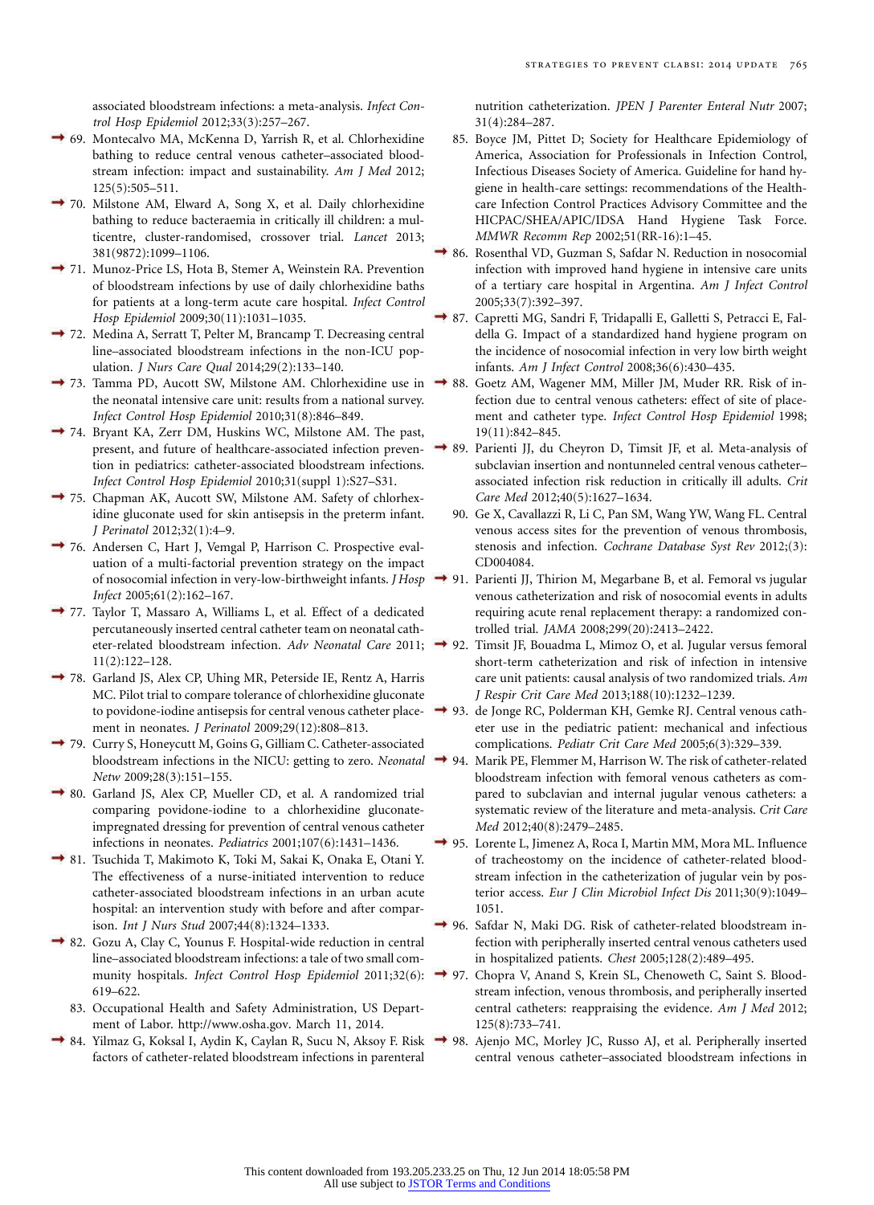associated bloodstream infections: a meta-analysis. *Infect Control Hosp Epidemiol* 2012;33(3):257–267.

69. Montecalvo MA, McKenna D, Yarrish R, et al. Chlorhexidine bathing to reduce central venous catheter–associated bloodstream infection: impact and sustainability. *Am J Med* 2012; 125(5):505–511.
70. Milstone AM, Elward A, Song X, et al. Daily chlorhexidine bathing to reduce bacteraemia in critically ill children: a multicentre, cluster-randomised, crossover trial. *Lancet* 2013; 381(9872):1099–1106.
71. Munoz-Price LS, Hota B, Stemer A, Weinstein RA. Prevention of bloodstream infections by use of daily chlorhexidine baths for patients at a long-term acute care hospital. *Infect Control Hosp Epidemiol* 2009;30(11):1031–1035.
72. Medina A, Serratt T, Pelter M, Brancamp T. Decreasing central line–associated bloodstream infections in the non-ICU population. *J Nurs Care Qual* 2014;29(2):133–140.
73. Tamma PD, Aucott SW, Milstone AM. Chlorhexidine use in the neonatal intensive care unit: results from a national survey. *Infect Control Hosp Epidemiol* 2010;31(8):846–849.
74. Bryant KA, Zerr DM, Huskins WC, Milstone AM. The past, present, and future of healthcare-associated infection prevention in pediatrics: catheter-associated bloodstream infections. *Infect Control Hosp Epidemiol* 2010;31(suppl 1):S27–S31.
75. Chapman AK, Aucott SW, Milstone AM. Safety of chlorhexidine gluconate used for skin antisepsis in the preterm infant. *J Perinatol* 2012;32(1):4–9.
76. Andersen C, Hart J, Vemgal P, Harrison C. Prospective evaluation of a multi-factorial prevention strategy on the impact of nosocomial infection in very-low-birthweight infants. *J Hosp Infect* 2005;61(2):162–167.
77. Taylor T, Massaro A, Williams L, et al. Effect of a dedicated percutaneously inserted central catheter team on neonatal catheter-related bloodstream infection. *Adv Neonatal Care* 2011; 11(2):122–128.
78. Garland JS, Alex CP, Uhing MR, Peterside IE, Rentz A, Harris MC. Pilot trial to compare tolerance of chlorhexidine gluconate to povidone-iodine antisepsis for central venous catheter placement in neonates. *J Perinatol* 2009;29(12):808–813.
79. Curry S, Honeycutt M, Goins G, Gilliam C. Catheter-associated bloodstream infections in the NICU: getting to zero. *Neonatal Netw* 2009;28(3):151–155.
80. Garland JS, Alex CP, Mueller CD, et al. A randomized trial comparing povidone-iodine to a chlorhexidine gluconate-impregnated dressing for prevention of central venous catheter infections in neonates. *Pediatrics* 2001;107(6):1431–1436.
81. Tsuchida T, Makimoto K, Toki M, Sakai K, Onaka E, Otani Y. The effectiveness of a nurse-initiated intervention to reduce catheter-associated bloodstream infections in an urban acute hospital: an intervention study with before and after comparison. *Int J Nurs Stud* 2007;44(8):1324–1333.
82. Gozu A, Clay C, Younus F. Hospital-wide reduction in central line–associated bloodstream infections: a tale of two small community hospitals. *Infect Control Hosp Epidemiol* 2011;32(6): 619–622.
83. Occupational Health and Safety Administration, US Department of Labor. http://www.osha.gov. March 11, 2014.
84. Yilmaz G, Koksal I, Aydin K, Caylan R, Sucu N, Aksoy F. Risk factors of catheter-related bloodstream infections in parenteral nutrition catheterization. *JPEN J Parenter Enteral Nutr* 2007; 31(4):284–287.
85. Boyce JM, Pittet D; Society for Healthcare Epidemiology of America, Association for Professionals in Infection Control, Infectious Diseases Society of America. Guideline for hand hygiene in health-care settings: recommendations of the Healthcare Infection Control Practices Advisory Committee and the HICPAC/SHEA/APIC/IDSA Hand Hygiene Task Force. *MMWR Recomm Rep* 2002;51(RR-16):1–45.
86. Rosenthal VD, Guzman S, Safdar N. Reduction in nosocomial infection with improved hand hygiene in intensive care units of a tertiary care hospital in Argentina. *Am J Infect Control* 2005;33(7):392–397.
87. Capretti MG, Sandri F, Tridapalli E, Galletti S, Petracci E, Faldella G. Impact of a standardized hand hygiene program on the incidence of nosocomial infection in very low birth weight infants. *Am J Infect Control* 2008;36(6):430–435.
88. Goetz AM, Wagener MM, Miller JM, Muder RR. Risk of infection due to central venous catheters: effect of site of placement and catheter type. *Infect Control Hosp Epidemiol* 1998; 19(11):842–845.
89. Parienti JJ, du Cheyron D, Timsit JF, et al. Meta-analysis of subclavian insertion and nontunneled central venous catheter–associated infection risk reduction in critically ill adults. *Crit Care Med* 2012;40(5):1627–1634.
90. Ge X, Cavallazzi R, Li C, Pan SM, Wang YW, Wang FL. Central venous access sites for the prevention of venous thrombosis, stenosis and infection. *Cochrane Database Syst Rev* 2012;(3): CD004084.
91. Parienti JJ, Thirion M, Megarbane B, et al. Femoral vs jugular venous catheterization and risk of nosocomial events in adults requiring acute renal replacement therapy: a randomized controlled trial. *JAMA* 2008;299(20):2413–2422.
92. Timsit JF, Bouadma L, Mimoz O, et al. Jugular versus femoral short-term catheterization and risk of infection in intensive care unit patients: causal analysis of two randomized trials. *Am J Respir Crit Care Med* 2013;188(10):1232–1239.
93. de Jonge RC, Polderman KH, Gemke RJ. Central venous catheter use in the pediatric patient: mechanical and infectious complications. *Pediatr Crit Care Med* 2005;6(3):329–339.
94. Marik PE, Flemmer M, Harrison W. The risk of catheter-related bloodstream infection with femoral venous catheters as compared to subclavian and internal jugular venous catheters: a systematic review of the literature and meta-analysis. *Crit Care Med* 2012;40(8):2479–2485.
95. Lorente L, Jimenez A, Roca I, Martin MM, Mora ML. Influence of tracheostomy on the incidence of catheter-related bloodstream infection in the catheterization of jugular vein by posterior access. *Eur J Clin Microbiol Infect Dis* 2011;30(9):1049–1051.
96. Safdar N, Maki DG. Risk of catheter-related bloodstream infection with peripherally inserted central venous catheters used in hospitalized patients. *Chest* 2005;128(2):489–495.
97. Chopra V, Anand S, Krein SL, Chenoweth C, Saint S. Bloodstream infection, venous thrombosis, and peripherally inserted central catheters: reappraising the evidence. *Am J Med* 2012; 125(8):733–741.
98. Ajenjo MC, Morley JC, Russo AJ, et al. Peripherally inserted central venous catheter–associated bloodstream infections in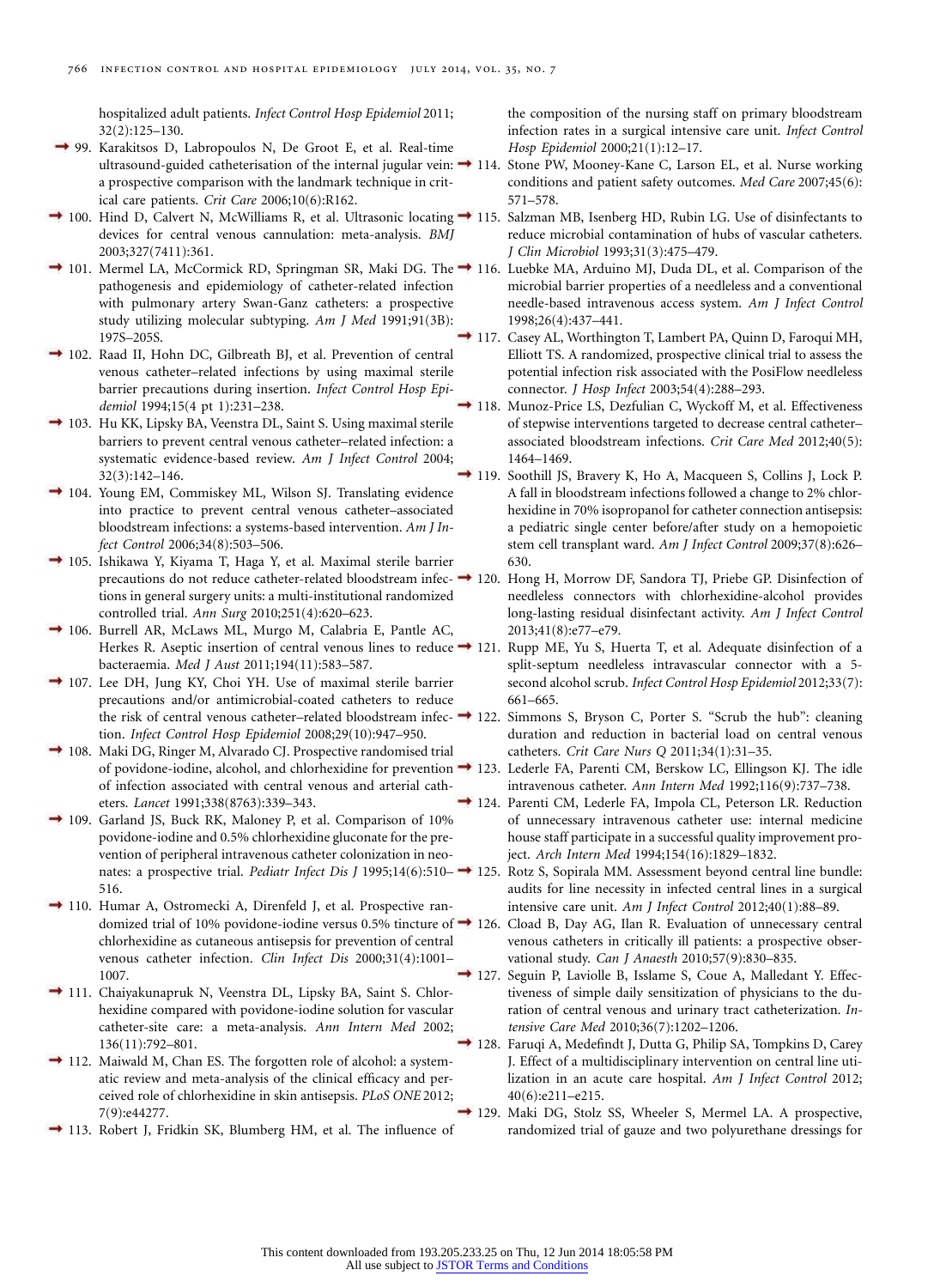hospitalized adult patients. *Infect Control Hosp Epidemiol* 2011; 32(2):125–130.

99. Karakitsos D, Labropoulos N, De Groot E, et al. Real-time ultrasound-guided catheterisation of the internal jugular vein: a prospective comparison with the landmark technique in critical care patients. *Crit Care* 2006;10(6):R162.
100. Hind D, Calvert N, McWilliams R, et al. Ultrasonic locating devices for central venous cannulation: meta-analysis. *BMJ* 2003;327(7411):361.
101. Mermel LA, McCormick RD, Springman SR, Maki DG. The pathogenesis and epidemiology of catheter-related infection with pulmonary artery Swan-Ganz catheters: a prospective study utilizing molecular subtyping. *Am J Med* 1991;91(3B): 197S–205S.
102. Raad II, Hohn DC, Gilbreath BJ, et al. Prevention of central venous catheter–related infections by using maximal sterile barrier precautions during insertion. *Infect Control Hosp Epidemiol* 1994;15(4 pt 1):231–238.
103. Hu KK, Lipsky BA, Veenstra DL, Saint S. Using maximal sterile barriers to prevent central venous catheter–related infection: a systematic evidence-based review. *Am J Infect Control* 2004; 32(3):142–146.
104. Young EM, Commiskey ML, Wilson SJ. Translating evidence into practice to prevent central venous catheter–associated bloodstream infections: a systems-based intervention. *Am J Infect Control* 2006;34(8):503–506.
105. Ishikawa Y, Kiyama T, Haga Y, et al. Maximal sterile barrier precautions do not reduce catheter-related bloodstream infections in general surgery units: a multi-institutional randomized controlled trial. *Ann Surg* 2010;251(4):620–623.
106. Burrell AR, McLaws ML, Murgo M, Calabria E, Pantle AC, Herkes R. Aseptic insertion of central venous lines to reduce bacteraemia. *Med J Aust* 2011;194(11):583–587.
107. Lee DH, Jung KY, Choi YH. Use of maximal sterile barrier precautions and/or antimicrobial-coated catheters to reduce the risk of central venous catheter–related bloodstream infection. *Infect Control Hosp Epidemiol* 2008;29(10):947–950.
108. Maki DG, Ringer M, Alvarado CJ. Prospective randomised trial of povidone-iodine, alcohol, and chlorhexidine for prevention of infection associated with central venous and arterial catheters. *Lancet* 1991;338(8763):339–343.
109. Garland JS, Buck RK, Maloney P, et al. Comparison of 10% povidone-iodine and 0.5% chlorhexidine gluconate for the prevention of peripheral intravenous catheter colonization in neonates: a prospective trial. *Pediatr Infect Dis J* 1995;14(6):510–516.
110. Humar A, Ostromecki A, Direnfeld J, et al. Prospective randomized trial of 10% povidone-iodine versus 0.5% tincture of chlorhexidine as cutaneous antisepsis for prevention of central venous catheter infection. *Clin Infect Dis* 2000;31(4):1001–1007.
111. Chaiyakunapruk N, Veenstra DL, Lipsky BA, Saint S. Chlorhexidine compared with povidone-iodine solution for vascular catheter-site care: a meta-analysis. *Ann Intern Med* 2002; 136(11):792–801.
112. Maiwald M, Chan ES. The forgotten role of alcohol: a systematic review and meta-analysis of the clinical efficacy and perceived role of chlorhexidine in skin antisepsis. *PLoS ONE* 2012; 7(9):e44277.
113. Robert J, Fridkin SK, Blumberg HM, et al. The influence of the composition of the nursing staff on primary bloodstream infection rates in a surgical intensive care unit. *Infect Control Hosp Epidemiol* 2000;21(1):12–17.
114. Stone PW, Mooney-Kane C, Larson EL, et al. Nurse working conditions and patient safety outcomes. *Med Care* 2007;45(6): 571–578.
115. Salzman MB, Isenberg HD, Rubin LG. Use of disinfectants to reduce microbial contamination of hubs of vascular catheters. *J Clin Microbiol* 1993;31(3):475–479.
116. Luebke MA, Arduino MJ, Duda DL, et al. Comparison of the microbial barrier properties of a needleless and a conventional needle-based intravenous access system. *Am J Infect Control* 1998;26(4):437–441.
117. Casey AL, Worthington T, Lambert PA, Quinn D, Faroqui MH, Elliott TS. A randomized, prospective clinical trial to assess the potential infection risk associated with the PosiFlow needleless connector. *J Hosp Infect* 2003;54(4):288–293.
118. Munoz-Price LS, Dezfulian C, Wyckoff M, et al. Effectiveness of stepwise interventions targeted to decrease central catheter–associated bloodstream infections. *Crit Care Med* 2012;40(5): 1464–1469.
119. Soothill JS, Bravery K, Ho A, Macqueen S, Collins J, Lock P. A fall in bloodstream infections followed a change to 2% chlorhexidine in 70% isopropanol for catheter connection antisepsis: a pediatric single center before/after study on a hemopoietic stem cell transplant ward. *Am J Infect Control* 2009;37(8):626–630.
120. Hong H, Morrow DF, Sandora TJ, Priebe GP. Disinfection of needleless connectors with chlorhexidine-alcohol provides long-lasting residual disinfectant activity. *Am J Infect Control* 2013;41(8):e77–e79.
121. Rupp ME, Yu S, Huerta T, et al. Adequate disinfection of a split-septum needleless intravascular connector with a 5-second alcohol scrub. *Infect Control Hosp Epidemiol* 2012;33(7): 661–665.
122. Simmons S, Bryson C, Porter S. "Scrub the hub": cleaning duration and reduction in bacterial load on central venous catheters. *Crit Care Nurs Q* 2011;34(1):31–35.
123. Lederle FA, Parenti CM, Berskow LC, Ellingson KJ. The idle intravenous catheter. *Ann Intern Med* 1992;116(9):737–738.
124. Parenti CM, Lederle FA, Impola CL, Peterson LR. Reduction of unnecessary intravenous catheter use: internal medicine house staff participate in a successful quality improvement project. *Arch Intern Med* 1994;154(16):1829–1832.
125. Rotz S, Sopirala MM. Assessment beyond central line bundle: audits for line necessity in infected central lines in a surgical intensive care unit. *Am J Infect Control* 2012;40(1):88–89.
126. Cload B, Day AG, Ilan R. Evaluation of unnecessary central venous catheters in critically ill patients: a prospective observational study. *Can J Anaesth* 2010;57(9):830–835.
127. Seguin P, Laviolle B, Isslame S, Coue A, Malledant Y. Effectiveness of simple daily sensitization of physicians to the duration of central venous and urinary tract catheterization. *Intensive Care Med* 2010;36(7):1202–1206.
128. Faruqi A, Medefindt J, Dutta G, Philip SA, Tompkins D, Carey J. Effect of a multidisciplinary intervention on central line utilization in an acute care hospital. *Am J Infect Control* 2012; 40(6):e211–e215.
129. Maki DG, Stolz SS, Wheeler S, Mermel LA. A prospective, randomized trial of gauze and two polyurethane dressings for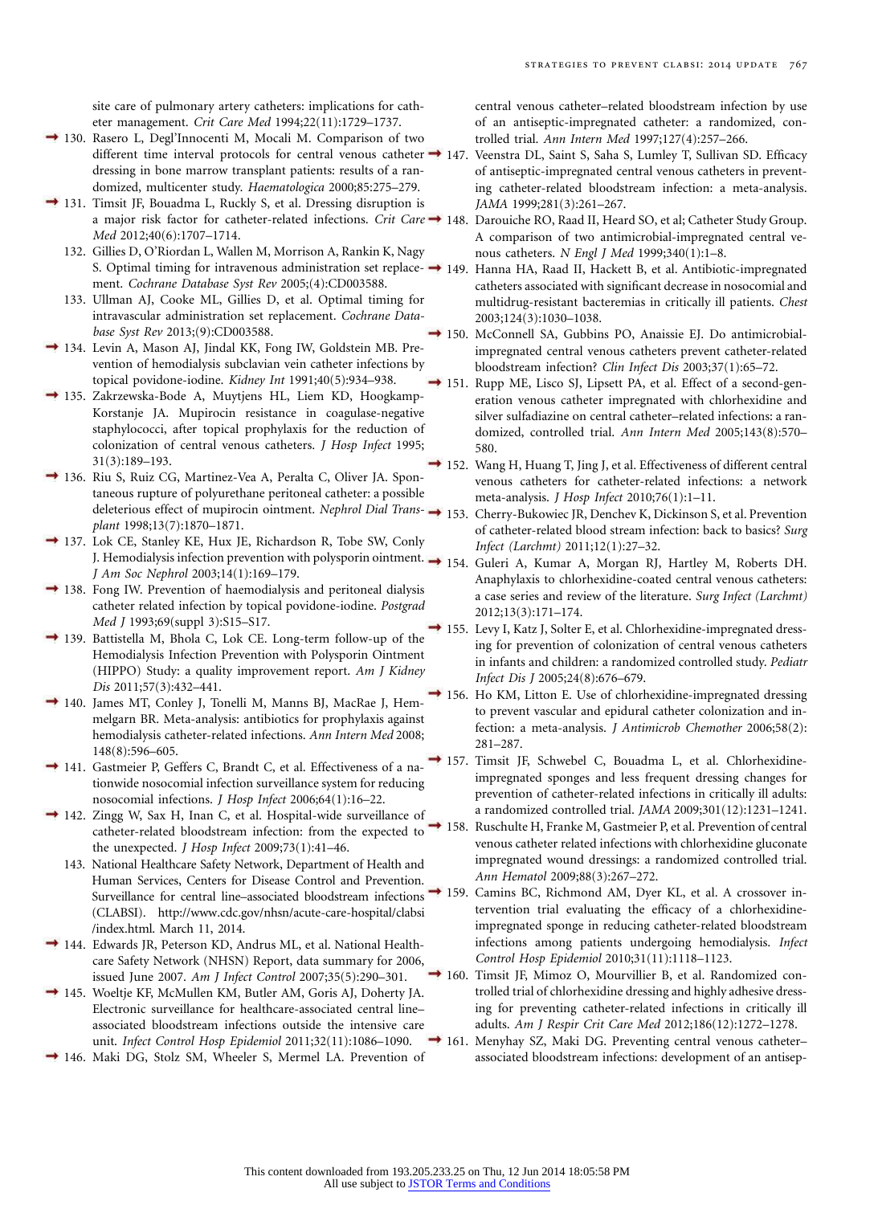site care of pulmonary artery catheters: implications for catheter management. *Crit Care Med* 1994;22(11):1729–1737.

130. Rasero L, Degl'Innocenti M, Mocali M. Comparison of two different time interval protocols for central venous catheter dressing in bone marrow transplant patients: results of a randomized, multicenter study. *Haematologica* 2000;85:275–279.
131. Timsit JF, Bouadma L, Ruckly S, et al. Dressing disruption is a major risk factor for catheter-related infections. *Crit Care Med* 2012;40(6):1707–1714.
132. Gillies D, O'Riordan L, Wallen M, Morrison A, Rankin K, Nagy S. Optimal timing for intravenous administration set replacement. *Cochrane Database Syst Rev* 2005;(4):CD003588.
133. Ullman AJ, Cooke ML, Gillies D, et al. Optimal timing for intravascular administration set replacement. *Cochrane Database Syst Rev* 2013;(9):CD003588.
134. Levin A, Mason AJ, Jindal KK, Fong IW, Goldstein MB. Prevention of hemodialysis subclavian vein catheter infections by topical povidone-iodine. *Kidney Int* 1991;40(5):934–938.
135. Zakrzewska-Bode A, Muytjens HL, Liem KD, Hoogkamp-Korstanje JA. Mupirocin resistance in coagulase-negative staphylococci, after topical prophylaxis for the reduction of colonization of central venous catheters. *J Hosp Infect* 1995; 31(3):189–193.
136. Riu S, Ruiz CG, Martinez-Vea A, Peralta C, Oliver JA. Spontaneous rupture of polyurethane peritoneal catheter: a possible deleterious effect of mupirocin ointment. *Nephrol Dial Transplant* 1998;13(7):1870–1871.
137. Lok CE, Stanley KE, Hux JE, Richardson R, Tobe SW, Conly J. Hemodialysis infection prevention with polysporin ointment. *J Am Soc Nephrol* 2003;14(1):169–179.
138. Fong IW. Prevention of haemodialysis and peritoneal dialysis catheter related infection by topical povidone-iodine. *Postgrad Med J* 1993;69(suppl 3):S15–S17.
139. Battistella M, Bhola C, Lok CE. Long-term follow-up of the Hemodialysis Infection Prevention with Polysporin Ointment (HIPPO) Study: a quality improvement report. *Am J Kidney Dis* 2011;57(3):432–441.
140. James MT, Conley J, Tonelli M, Manns BJ, MacRae J, Hemmelgarn BR. Meta-analysis: antibiotics for prophylaxis against hemodialysis catheter-related infections. *Ann Intern Med* 2008; 148(8):596–605.
141. Gastmeier P, Geffers C, Brandt C, et al. Effectiveness of a nationwide nosocomial infection surveillance system for reducing nosocomial infections. *J Hosp Infect* 2006;64(1):16–22.
142. Zingg W, Sax H, Inan C, et al. Hospital-wide surveillance of catheter-related bloodstream infection: from the expected to the unexpected. *J Hosp Infect* 2009;73(1):41–46.
143. National Healthcare Safety Network, Department of Health and Human Services, Centers for Disease Control and Prevention. Surveillance for central line–associated bloodstream infections (CLABSI). http://www.cdc.gov/nhsn/acute-care-hospital/clabsi/index.html. March 11, 2014.
144. Edwards JR, Peterson KD, Andrus ML, et al. National Healthcare Safety Network (NHSN) Report, data summary for 2006, issued June 2007. *Am J Infect Control* 2007;35(5):290–301.
145. Woeltje KF, McMullen KM, Butler AM, Goris AJ, Doherty JA. Electronic surveillance for healthcare-associated central line–associated bloodstream infections outside the intensive care unit. *Infect Control Hosp Epidemiol* 2011;32(11):1086–1090.
146. Maki DG, Stolz SM, Wheeler S, Mermel LA. Prevention of central venous catheter–related bloodstream infection by use of an antiseptic-impregnated catheter: a randomized, controlled trial. *Ann Intern Med* 1997;127(4):257–266.
147. Veenstra DL, Saint S, Saha S, Lumley T, Sullivan SD. Efficacy of antiseptic-impregnated central venous catheters in preventing catheter-related bloodstream infection: a meta-analysis. *JAMA* 1999;281(3):261–267.
148. Darouiche RO, Raad II, Heard SO, et al; Catheter Study Group. A comparison of two antimicrobial-impregnated central venous catheters. *N Engl J Med* 1999;340(1):1–8.
149. Hanna HA, Raad II, Hackett B, et al. Antibiotic-impregnated catheters associated with significant decrease in nosocomial and multidrug-resistant bacteremias in critically ill patients. *Chest* 2003;124(3):1030–1038.
150. McConnell SA, Gubbins PO, Anaissie EJ. Do antimicrobial-impregnated central venous catheters prevent catheter-related bloodstream infection? *Clin Infect Dis* 2003;37(1):65–72.
151. Rupp ME, Lisco SJ, Lipsett PA, et al. Effect of a second-generation venous catheter impregnated with chlorhexidine and silver sulfadiazine on central catheter–related infections: a randomized, controlled trial. *Ann Intern Med* 2005;143(8):570–580.
152. Wang H, Huang T, Jing J, et al. Effectiveness of different central venous catheters for catheter-related infections: a network meta-analysis. *J Hosp Infect* 2010;76(1):1–11.
153. Cherry-Bukowiec JR, Denchev K, Dickinson S, et al. Prevention of catheter-related blood stream infection: back to basics? *Surg Infect (Larchmt)* 2011;12(1):27–32.
154. Guleri A, Kumar A, Morgan RJ, Hartley M, Roberts DH. Anaphylaxis to chlorhexidine-coated central venous catheters: a case series and review of the literature. *Surg Infect (Larchmt)* 2012;13(3):171–174.
155. Levy I, Katz J, Solter E, et al. Chlorhexidine-impregnated dressing for prevention of colonization of central venous catheters in infants and children: a randomized controlled study. *Pediatr Infect Dis J* 2005;24(8):676–679.
156. Ho KM, Litton E. Use of chlorhexidine-impregnated dressing to prevent vascular and epidural catheter colonization and infection: a meta-analysis. *J Antimicrob Chemother* 2006;58(2): 281–287.
157. Timsit JF, Schwebel C, Bouadma L, et al. Chlorhexidine-impregnated sponges and less frequent dressing changes for prevention of catheter-related infections in critically ill adults: a randomized controlled trial. *JAMA* 2009;301(12):1231–1241.
158. Ruschulte H, Franke M, Gastmeier P, et al. Prevention of central venous catheter related infections with chlorhexidine gluconate impregnated wound dressings: a randomized controlled trial. *Ann Hematol* 2009;88(3):267–272.
159. Camins BC, Richmond AM, Dyer KL, et al. A crossover intervention trial evaluating the efficacy of a chlorhexidine-impregnated sponge in reducing catheter-related bloodstream infections among patients undergoing hemodialysis. *Infect Control Hosp Epidemiol* 2010;31(11):1118–1123.
160. Timsit JF, Mimoz O, Mourvillier B, et al. Randomized controlled trial of chlorhexidine dressing and highly adhesive dressing for preventing catheter-related infections in critically ill adults. *Am J Respir Crit Care Med* 2012;186(12):1272–1278.
161. Menyhay SZ, Maki DG. Preventing central venous catheter–associated bloodstream infections: development of an antisep-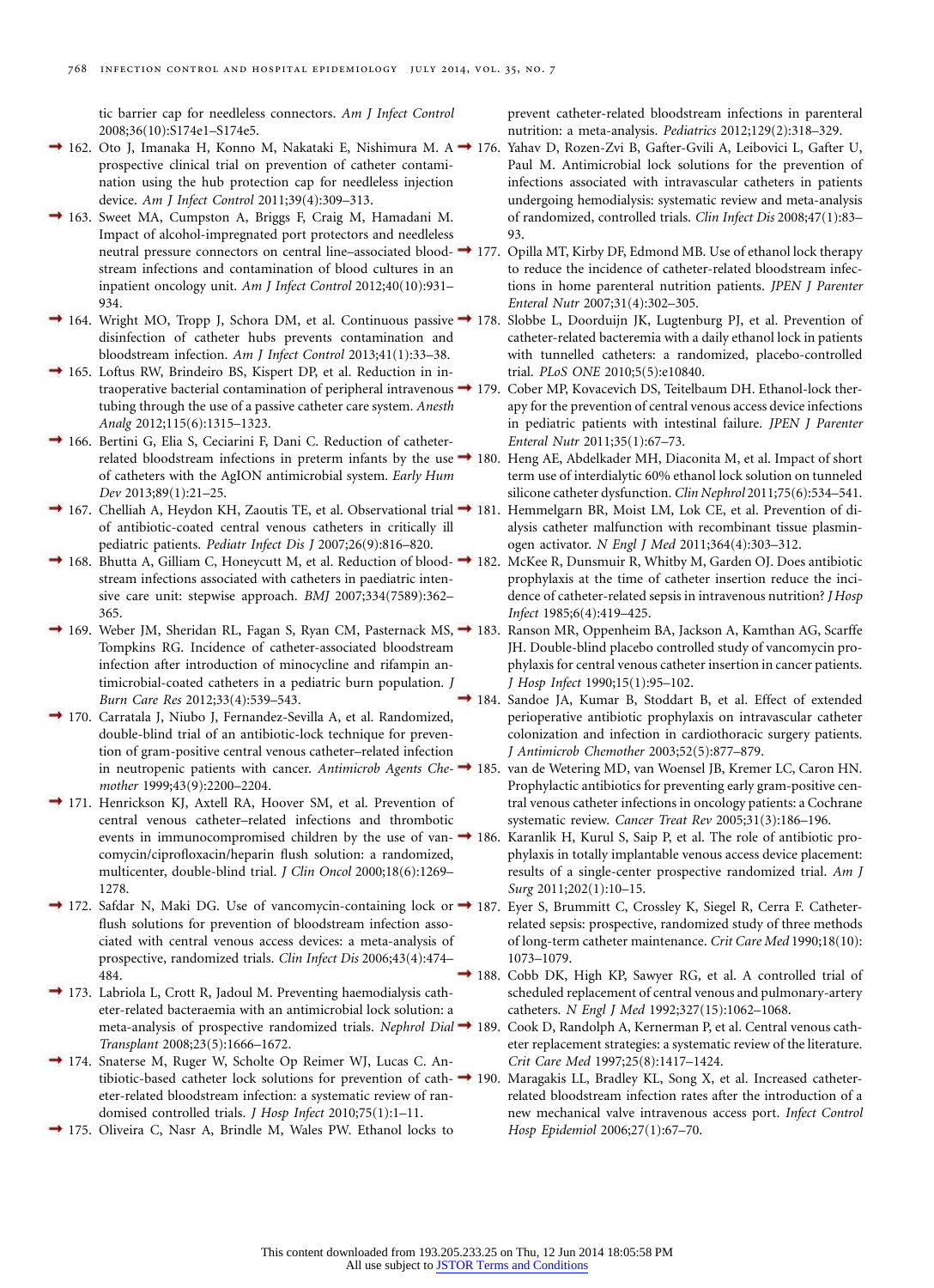tic barrier cap for needleless connectors. *Am J Infect Control* 2008;36(10):S174e1–S174e5.

162. Oto J, Imanaka H, Konno M, Nakataki E, Nishimura M. A prospective clinical trial on prevention of catheter contamination using the hub protection cap for needleless injection device. *Am J Infect Control* 2011;39(4):309–313.
163. Sweet MA, Cumpston A, Briggs F, Craig M, Hamadani M. Impact of alcohol-impregnated port protectors and needleless neutral pressure connectors on central line–associated bloodstream infections and contamination of blood cultures in an inpatient oncology unit. *Am J Infect Control* 2012;40(10):931–934.
164. Wright MO, Tropp J, Schora DM, et al. Continuous passive disinfection of catheter hubs prevents contamination and bloodstream infection. *Am J Infect Control* 2013;41(1):33–38.
165. Loftus RW, Brindeiro BS, Kispert DP, et al. Reduction in intraoperative bacterial contamination of peripheral intravenous tubing through the use of a passive catheter care system. *Anesth Analg* 2012;115(6):1315–1323.
166. Bertini G, Elia S, Ceciarini F, Dani C. Reduction of catheter-related bloodstream infections in preterm infants by the use of catheters with the AgION antimicrobial system. *Early Hum Dev* 2013;89(1):21–25.
167. Chelliah A, Heydon KH, Zaoutis TE, et al. Observational trial of antibiotic-coated central venous catheters in critically ill pediatric patients. *Pediatr Infect Dis J* 2007;26(9):816–820.
168. Bhutta A, Gilliam C, Honeycutt M, et al. Reduction of bloodstream infections associated with catheters in paediatric intensive care unit: stepwise approach. *BMJ* 2007;334(7589):362–365.
169. Weber JM, Sheridan RL, Fagan S, Ryan CM, Pasternack MS, Tompkins RG. Incidence of catheter-associated bloodstream infection after introduction of minocycline and rifampin antimicrobial-coated catheters in a pediatric burn population. *J Burn Care Res* 2012;33(4):539–543.
170. Carratala J, Niubo J, Fernandez-Sevilla A, et al. Randomized, double-blind trial of an antibiotic-lock technique for prevention of gram-positive central venous catheter–related infection in neutropenic patients with cancer. *Antimicrob Agents Chemother* 1999;43(9):2200–2204.
171. Henrickson KJ, Axtell RA, Hoover SM, et al. Prevention of central venous catheter–related infections and thrombotic events in immunocompromised children by the use of vancomycin/ciprofloxacin/heparin flush solution: a randomized, multicenter, double-blind trial. *J Clin Oncol* 2000;18(6):1269–1278.
172. Safdar N, Maki DG. Use of vancomycin-containing lock or flush solutions for prevention of bloodstream infection associated with central venous access devices: a meta-analysis of prospective, randomized trials. *Clin Infect Dis* 2006;43(4):474–484.
173. Labriola L, Crott R, Jadoul M. Preventing haemodialysis catheter-related bacteraemia with an antimicrobial lock solution: a meta-analysis of prospective randomized trials. *Nephrol Dial Transplant* 2008;23(5):1666–1672.
174. Snaterse M, Ruger W, Scholte Op Reimer WJ, Lucas C. Antibiotic-based catheter lock solutions for prevention of catheter-related bloodstream infection: a systematic review of randomised controlled trials. *J Hosp Infect* 2010;75(1):1–11.
175. Oliveira C, Nasr A, Brindle M, Wales PW. Ethanol locks to prevent catheter-related bloodstream infections in parenteral nutrition: a meta-analysis. *Pediatrics* 2012;129(2):318–329.
176. Yahav D, Rozen-Zvi B, Gafter-Gvili A, Leibovici L, Gafter U, Paul M. Antimicrobial lock solutions for the prevention of infections associated with intravascular catheters in patients undergoing hemodialysis: systematic review and meta-analysis of randomized, controlled trials. *Clin Infect Dis* 2008;47(1):83–93.
177. Opilla MT, Kirby DF, Edmond MB. Use of ethanol lock therapy to reduce the incidence of catheter-related bloodstream infections in home parenteral nutrition patients. *JPEN J Parenter Enteral Nutr* 2007;31(4):302–305.
178. Slobbe L, Doorduijn JK, Lugtenburg PJ, et al. Prevention of catheter-related bacteremia with a daily ethanol lock in patients with tunnelled catheters: a randomized, placebo-controlled trial. *PLoS ONE* 2010;5(5):e10840.
179. Cober MP, Kovacevich DS, Teitelbaum DH. Ethanol-lock therapy for the prevention of central venous access device infections in pediatric patients with intestinal failure. *JPEN J Parenter Enteral Nutr* 2011;35(1):67–73.
180. Heng AE, Abdelkader MH, Diaconita M, et al. Impact of short term use of interdialytic 60% ethanol lock solution on tunneled silicone catheter dysfunction. *Clin Nephrol* 2011;75(6):534–541.
181. Hemmelgarn BR, Moist LM, Lok CE, et al. Prevention of dialysis catheter malfunction with recombinant tissue plasminogen activator. *N Engl J Med* 2011;364(4):303–312.
182. McKee R, Dunsmuir R, Whitby M, Garden OJ. Does antibiotic prophylaxis at the time of catheter insertion reduce the incidence of catheter-related sepsis in intravenous nutrition? *J Hosp Infect* 1985;6(4):419–425.
183. Ranson MR, Oppenheim BA, Jackson A, Kamthan AG, Scarffe JH. Double-blind placebo controlled study of vancomycin prophylaxis for central venous catheter insertion in cancer patients. *J Hosp Infect* 1990;15(1):95–102.
184. Sandoe JA, Kumar B, Stoddart B, et al. Effect of extended perioperative antibiotic prophylaxis on intravascular catheter colonization and infection in cardiothoracic surgery patients. *J Antimicrob Chemother* 2003;52(5):877–879.
185. van de Wetering MD, van Woensel JB, Kremer LC, Caron HN. Prophylactic antibiotics for preventing early gram-positive central venous catheter infections in oncology patients: a Cochrane systematic review. *Cancer Treat Rev* 2005;31(3):186–196.
186. Karanlik H, Kurul S, Saip P, et al. The role of antibiotic prophylaxis in totally implantable venous access device placement: results of a single-center prospective randomized trial. *Am J Surg* 2011;202(1):10–15.
187. Eyer S, Brummitt C, Crossley K, Siegel R, Cerra F. Catheter-related sepsis: prospective, randomized study of three methods of long-term catheter maintenance. *Crit Care Med* 1990;18(10):1073–1079.
188. Cobb DK, High KP, Sawyer RG, et al. A controlled trial of scheduled replacement of central venous and pulmonary-artery catheters. *N Engl J Med* 1992;327(15):1062–1068.
189. Cook D, Randolph A, Kernerman P, et al. Central venous catheter replacement strategies: a systematic review of the literature. *Crit Care Med* 1997;25(8):1417–1424.
190. Maragakis LL, Bradley KL, Song X, et al. Increased catheter-related bloodstream infection rates after the introduction of a new mechanical valve intravenous access port. *Infect Control Hosp Epidemiol* 2006;27(1):67–70.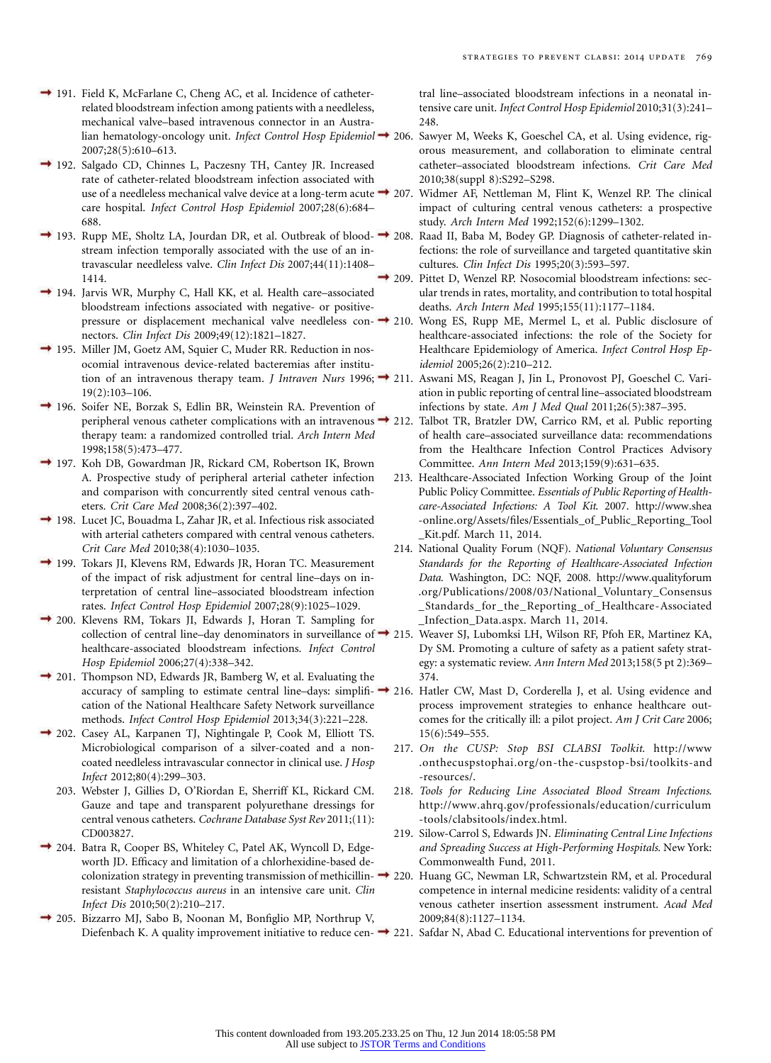191. Field K, McFarlane C, Cheng AC, et al. Incidence of catheter-related bloodstream infection among patients with a needleless, mechanical valve–based intravenous connector in an Australian hematology-oncology unit. *Infect Control Hosp Epidemiol* 2007;28(5):610–613.
192. Salgado CD, Chinnes L, Paczesny TH, Cantey JR. Increased rate of catheter-related bloodstream infection associated with use of a needleless mechanical valve device at a long-term acute care hospital. *Infect Control Hosp Epidemiol* 2007;28(6):684–688.
193. Rupp ME, Sholtz LA, Jourdan DR, et al. Outbreak of bloodstream infection temporally associated with the use of an intravascular needleless valve. *Clin Infect Dis* 2007;44(11):1408–1414.
194. Jarvis WR, Murphy C, Hall KK, et al. Health care–associated bloodstream infections associated with negative- or positive-pressure or displacement mechanical valve needleless connectors. *Clin Infect Dis* 2009;49(12):1821–1827.
195. Miller JM, Goetz AM, Squier C, Muder RR. Reduction in nosocomial intravenous device-related bacteremias after institution of an intravenous therapy team. *J Intraven Nurs* 1996;19(2):103–106.
196. Soifer NE, Borzak S, Edlin BR, Weinstein RA. Prevention of peripheral venous catheter complications with an intravenous therapy team: a randomized controlled trial. *Arch Intern Med* 1998;158(5):473–477.
197. Koh DB, Gowardman JR, Rickard CM, Robertson IK, Brown A. Prospective study of peripheral arterial catheter infection and comparison with concurrently sited central venous catheters. *Crit Care Med* 2008;36(2):397–402.
198. Lucet JC, Bouadma L, Zahar JR, et al. Infectious risk associated with arterial catheters compared with central venous catheters. *Crit Care Med* 2010;38(4):1030–1035.
199. Tokars JI, Klevens RM, Edwards JR, Horan TC. Measurement of the impact of risk adjustment for central line–days on interpretation of central line–associated bloodstream infection rates. *Infect Control Hosp Epidemiol* 2007;28(9):1025–1029.
200. Klevens RM, Tokars JI, Edwards J, Horan T. Sampling for collection of central line–day denominators in surveillance of healthcare-associated bloodstream infections. *Infect Control Hosp Epidemiol* 2006;27(4):338–342.
201. Thompson ND, Edwards JR, Bamberg W, et al. Evaluating the accuracy of sampling to estimate central line–days: simplification of the National Healthcare Safety Network surveillance methods. *Infect Control Hosp Epidemiol* 2013;34(3):221–228.
202. Casey AL, Karpanen TJ, Nightingale P, Cook M, Elliott TS. Microbiological comparison of a silver-coated and a non-coated needleless intravascular connector in clinical use. *J Hosp Infect* 2012;80(4):299–303.
203. Webster J, Gillies D, O'Riordan E, Sherriff KL, Rickard CM. Gauze and tape and transparent polyurethane dressings for central venous catheters. *Cochrane Database Syst Rev* 2011;(11):CD003827.
204. Batra R, Cooper BS, Whiteley C, Patel AK, Wyncoll D, Edgeworth JD. Efficacy and limitation of a chlorhexidine-based decolonization strategy in preventing transmission of methicillin-resistant *Staphylococcus aureus* in an intensive care unit. *Clin Infect Dis* 2010;50(2):210–217.
205. Bizzarro MJ, Sabo B, Noonan M, Bonfiglio MP, Northrup V, Diefenbach K. A quality improvement initiative to reduce central line–associated bloodstream infections in a neonatal intensive care unit. *Infect Control Hosp Epidemiol* 2010;31(3):241–248.
206. Sawyer M, Weeks K, Goeschel CA, et al. Using evidence, rigorous measurement, and collaboration to eliminate central catheter–associated bloodstream infections. *Crit Care Med* 2010;38(suppl 8):S292–S298.
207. Widmer AF, Nettleman M, Flint K, Wenzel RP. The clinical impact of culturing central venous catheters: a prospective study. *Arch Intern Med* 1992;152(6):1299–1302.
208. Raad II, Baba M, Bodey GP. Diagnosis of catheter-related infections: the role of surveillance and targeted quantitative skin cultures. *Clin Infect Dis* 1995;20(3):593–597.
209. Pittet D, Wenzel RP. Nosocomial bloodstream infections: secular trends in rates, mortality, and contribution to total hospital deaths. *Arch Intern Med* 1995;155(11):1177–1184.
210. Wong ES, Rupp ME, Mermel L, et al. Public disclosure of healthcare-associated infections: the role of the Society for Healthcare Epidemiology of America. *Infect Control Hosp Epidemiol* 2005;26(2):210–212.
211. Aswani MS, Reagan J, Jin L, Pronovost PJ, Goeschel C. Variation in public reporting of central line–associated bloodstream infections by state. *Am J Med Qual* 2011;26(5):387–395.
212. Talbot TR, Bratzler DW, Carrico RM, et al. Public reporting of health care–associated surveillance data: recommendations from the Healthcare Infection Control Practices Advisory Committee. *Ann Intern Med* 2013;159(9):631–635.
213. Healthcare-Associated Infection Working Group of the Joint Public Policy Committee. *Essentials of Public Reporting of Healthcare-Associated Infections: A Tool Kit.* 2007. http://www.shea-online.org/Assets/files/Essentials_of_Public_Reporting_Tool_Kit.pdf. March 11, 2014.
214. National Quality Forum (NQF). *National Voluntary Consensus Standards for the Reporting of Healthcare-Associated Infection Data.* Washington, DC: NQF, 2008. http://www.qualityforum.org/Publications/2008/03/National_Voluntary_Consensus_Standards_for_the_Reporting_of_Healthcare-Associated_Infection_Data.aspx. March 11, 2014.
215. Weaver SJ, Lubomksi LH, Wilson RF, Pfoh ER, Martinez KA, Dy SM. Promoting a culture of safety as a patient safety strategy: a systematic review. *Ann Intern Med* 2013;158(5 pt 2):369–374.
216. Hatler CW, Mast D, Corderella J, et al. Using evidence and process improvement strategies to enhance healthcare outcomes for the critically ill: a pilot project. *Am J Crit Care* 2006;15(6):549–555.
217. *On the CUSP: Stop BSI CLABSI Toolkit.* http://www.onthecuspstophai.org/on-the-cuspstop-bsi/toolkits-and-resources/.
218. *Tools for Reducing Line Associated Blood Stream Infections.* http://www.ahrq.gov/professionals/education/curriculum-tools/clabsitools/index.html.
219. Silow-Carrol S, Edwards JN. *Eliminating Central Line Infections and Spreading Success at High-Performing Hospitals.* New York: Commonwealth Fund, 2011.
220. Huang GC, Newman LR, Schwartzstein RM, et al. Procedural competence in internal medicine residents: validity of a central venous catheter insertion assessment instrument. *Acad Med* 2009;84(8):1127–1134.
221. Safdar N, Abad C. Educational interventions for prevention of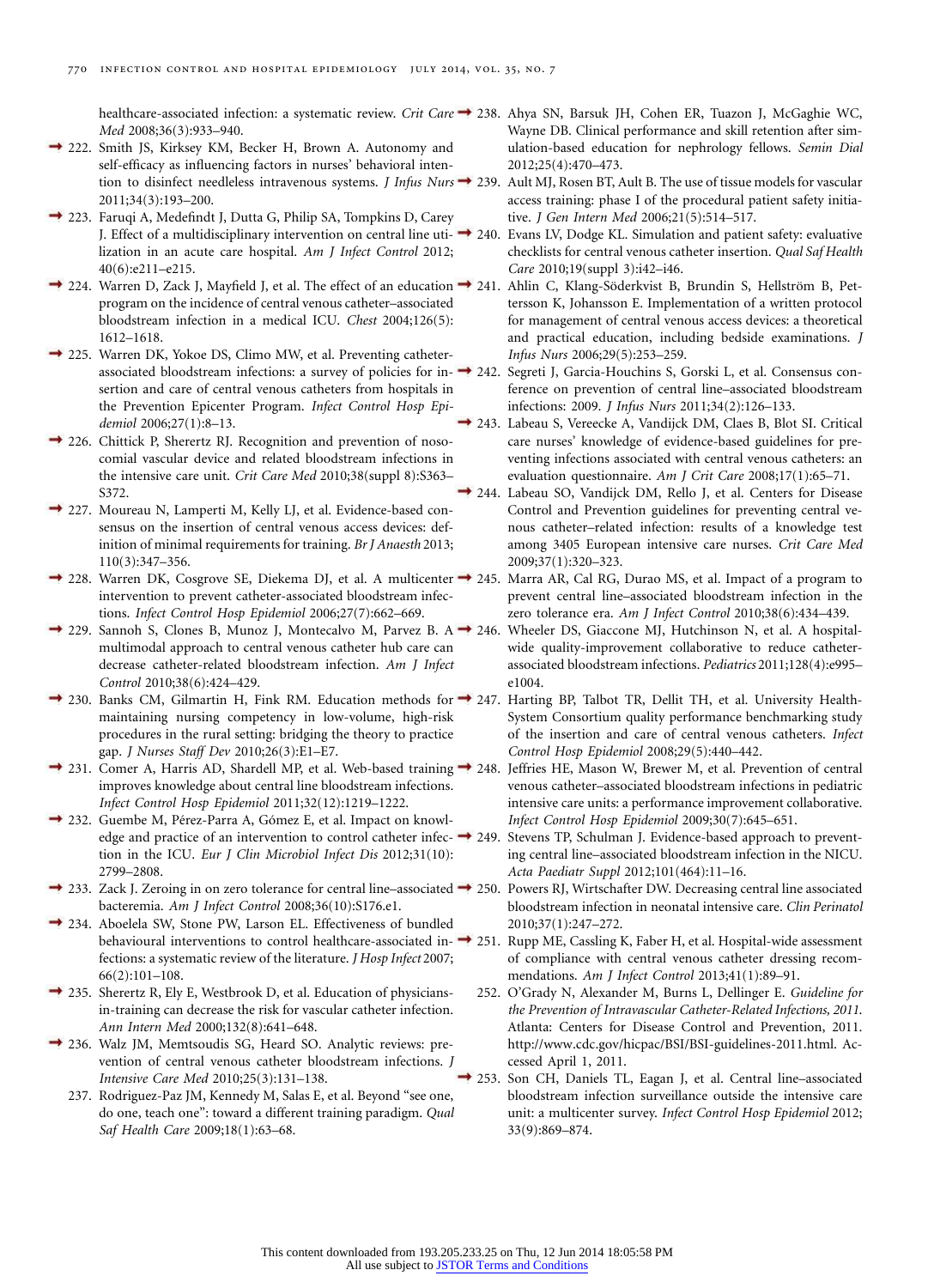healthcare-associated infection: a systematic review. *Crit Care Med* 2008;36(3):933–940.

222. Smith JS, Kirksey KM, Becker H, Brown A. Autonomy and self-efficacy as influencing factors in nurses' behavioral intention to disinfect needleless intravenous systems. *J Infus Nurs* 2011;34(3):193–200.
223. Faruqi A, Medefindt J, Dutta G, Philip SA, Tompkins D, Carey J. Effect of a multidisciplinary intervention on central line utilization in an acute care hospital. *Am J Infect Control* 2012; 40(6):e211–e215.
224. Warren D, Zack J, Mayfield J, et al. The effect of an education program on the incidence of central venous catheter–associated bloodstream infection in a medical ICU. *Chest* 2004;126(5): 1612–1618.
225. Warren DK, Yokoe DS, Climo MW, et al. Preventing catheter-associated bloodstream infections: a survey of policies for insertion and care of central venous catheters from hospitals in the Prevention Epicenter Program. *Infect Control Hosp Epidemiol* 2006;27(1):8–13.
226. Chittick P, Sherertz RJ. Recognition and prevention of nosocomial vascular device and related bloodstream infections in the intensive care unit. *Crit Care Med* 2010;38(suppl 8):S363–S372.
227. Moureau N, Lamperti M, Kelly LJ, et al. Evidence-based consensus on the insertion of central venous access devices: definition of minimal requirements for training. *Br J Anaesth* 2013; 110(3):347–356.
228. Warren DK, Cosgrove SE, Diekema DJ, et al. A multicenter intervention to prevent catheter-associated bloodstream infections. *Infect Control Hosp Epidemiol* 2006;27(7):662–669.
229. Sannoh S, Clones B, Munoz J, Montecalvo M, Parvez B. A multimodal approach to central venous catheter hub care can decrease catheter-related bloodstream infection. *Am J Infect Control* 2010;38(6):424–429.
230. Banks CM, Gilmartin H, Fink RM. Education methods for maintaining nursing competency in low-volume, high-risk procedures in the rural setting: bridging the theory to practice gap. *J Nurses Staff Dev* 2010;26(3):E1–E7.
231. Comer A, Harris AD, Shardell MP, et al. Web-based training improves knowledge about central line bloodstream infections. *Infect Control Hosp Epidemiol* 2011;32(12):1219–1222.
232. Guembe M, Pérez-Parra A, Gómez E, et al. Impact on knowledge and practice of an intervention to control catheter infection in the ICU. *Eur J Clin Microbiol Infect Dis* 2012;31(10): 2799–2808.
233. Zack J. Zeroing in on zero tolerance for central line–associated bacteremia. *Am J Infect Control* 2008;36(10):S176.e1.
234. Aboelela SW, Stone PW, Larson EL. Effectiveness of bundled behavioural interventions to control healthcare-associated infections: a systematic review of the literature. *J Hosp Infect* 2007; 66(2):101–108.
235. Sherertz R, Ely E, Westbrook D, et al. Education of physicians-in-training can decrease the risk for vascular catheter infection. *Ann Intern Med* 2000;132(8):641–648.
236. Walz JM, Memtsoudis SG, Heard SO. Analytic reviews: prevention of central venous catheter bloodstream infections. *J Intensive Care Med* 2010;25(3):131–138.
237. Rodriguez-Paz JM, Kennedy M, Salas E, et al. Beyond "see one, do one, teach one": toward a different training paradigm. *Qual Saf Health Care* 2009;18(1):63–68.
238. Ahya SN, Barsuk JH, Cohen ER, Tuazon J, McGaghie WC, Wayne DB. Clinical performance and skill retention after simulation-based education for nephrology fellows. *Semin Dial* 2012;25(4):470–473.
239. Ault MJ, Rosen BT, Ault B. The use of tissue models for vascular access training: phase I of the procedural patient safety initiative. *J Gen Intern Med* 2006;21(5):514–517.
240. Evans LV, Dodge KL. Simulation and patient safety: evaluative checklists for central venous catheter insertion. *Qual Saf Health Care* 2010;19(suppl 3):i42–i46.
241. Ahlin C, Klang-Söderkvist B, Brundin S, Hellström B, Pettersson K, Johansson E. Implementation of a written protocol for management of central venous access devices: a theoretical and practical education, including bedside examinations. *J Infus Nurs* 2006;29(5):253–259.
242. Segreti J, Garcia-Houchins S, Gorski L, et al. Consensus conference on prevention of central line–associated bloodstream infections: 2009. *J Infus Nurs* 2011;34(2):126–133.
243. Labeau S, Vereecke A, Vandijck DM, Claes B, Blot SI. Critical care nurses' knowledge of evidence-based guidelines for preventing infections associated with central venous catheters: an evaluation questionnaire. *Am J Crit Care* 2008;17(1):65–71.
244. Labeau SO, Vandijck DM, Rello J, et al. Centers for Disease Control and Prevention guidelines for preventing central venous catheter–related infection: results of a knowledge test among 3405 European intensive care nurses. *Crit Care Med* 2009;37(1):320–323.
245. Marra AR, Cal RG, Durao MS, et al. Impact of a program to prevent central line–associated bloodstream infection in the zero tolerance era. *Am J Infect Control* 2010;38(6):434–439.
246. Wheeler DS, Giaccone MJ, Hutchinson N, et al. A hospital-wide quality-improvement collaborative to reduce catheter-associated bloodstream infections. *Pediatrics* 2011;128(4):e995–e1004.
247. Harting BP, Talbot TR, Dellit TH, et al. University HealthSystem Consortium quality performance benchmarking study of the insertion and care of central venous catheters. *Infect Control Hosp Epidemiol* 2008;29(5):440–442.
248. Jeffries HE, Mason W, Brewer M, et al. Prevention of central venous catheter–associated bloodstream infections in pediatric intensive care units: a performance improvement collaborative. *Infect Control Hosp Epidemiol* 2009;30(7):645–651.
249. Stevens TP, Schulman J. Evidence-based approach to preventing central line–associated bloodstream infection in the NICU. *Acta Paediatr Suppl* 2012;101(464):11–16.
250. Powers RJ, Wirtschafter DW. Decreasing central line associated bloodstream infection in neonatal intensive care. *Clin Perinatol* 2010;37(1):247–272.
251. Rupp ME, Cassling K, Faber H, et al. Hospital-wide assessment of compliance with central venous catheter dressing recommendations. *Am J Infect Control* 2013;41(1):89–91.
252. O'Grady N, Alexander M, Burns L, Dellinger E. *Guideline for the Prevention of Intravascular Catheter-Related Infections, 2011*. Atlanta: Centers for Disease Control and Prevention, 2011. http://www.cdc.gov/hicpac/BSI/BSI-guidelines-2011.html. Accessed April 1, 2011.
253. Son CH, Daniels TL, Eagan J, et al. Central line–associated bloodstream infection surveillance outside the intensive care unit: a multicenter survey. *Infect Control Hosp Epidemiol* 2012; 33(9):869–874.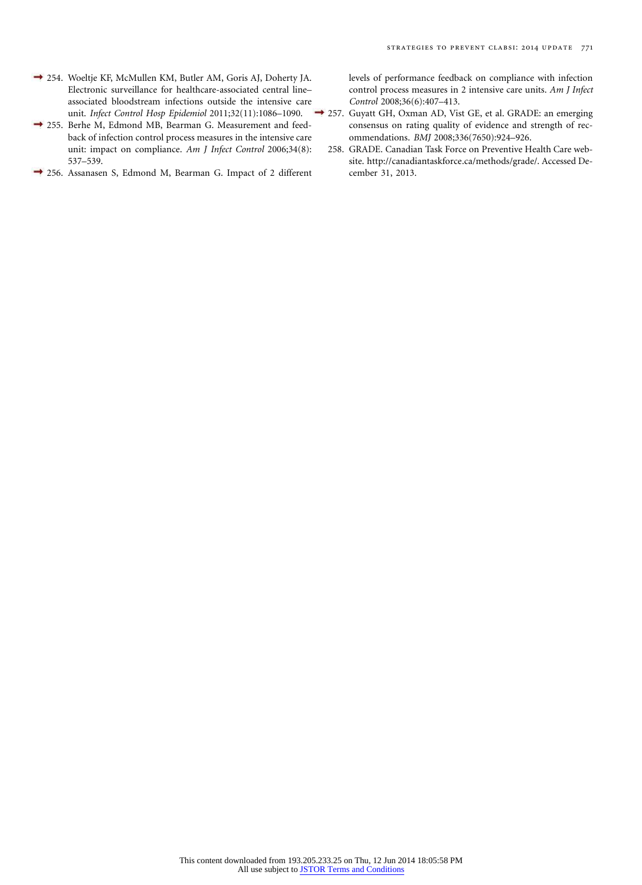254. Woeltje KF, McMullen KM, Butler AM, Goris AJ, Doherty JA. Electronic surveillance for healthcare-associated central line–associated bloodstream infections outside the intensive care unit. *Infect Control Hosp Epidemiol* 2011;32(11):1086–1090.
255. Berhe M, Edmond MB, Bearman G. Measurement and feedback of infection control process measures in the intensive care unit: impact on compliance. *Am J Infect Control* 2006;34(8):537–539.
256. Assanasen S, Edmond M, Bearman G. Impact of 2 different levels of performance feedback on compliance with infection control process measures in 2 intensive care units. *Am J Infect Control* 2008;36(6):407–413.
257. Guyatt GH, Oxman AD, Vist GE, et al. GRADE: an emerging consensus on rating quality of evidence and strength of recommendations. *BMJ* 2008;336(7650):924–926.
258. GRADE. Canadian Task Force on Preventive Health Care website. http://canadiantaskforce.ca/methods/grade/. Accessed December 31, 2013.